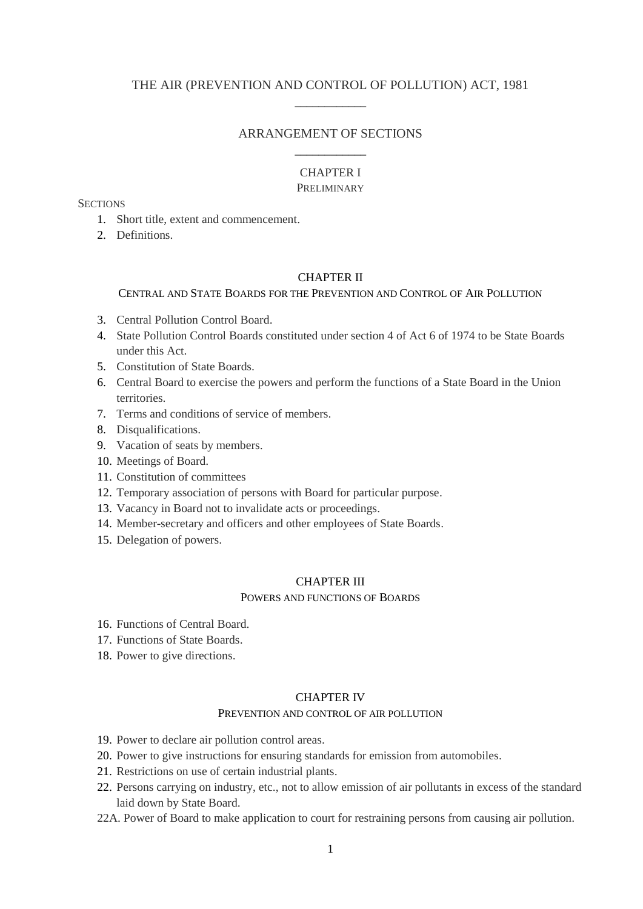# THE AIR (PREVENTION AND CONTROL OF POLLUTION) ACT, 1981

## ARRANGEMENT OF SECTIONS

### CHAPTER I
PRELIMINARY

SECTIONS

1. Short title, extent and commencement.
2. Definitions.

### CHAPTER II
CENTRAL AND STATE BOARDS FOR THE PREVENTION AND CONTROL OF AIR POLLUTION

3. Central Pollution Control Board.
4. State Pollution Control Boards constituted under section 4 of Act 6 of 1974 to be State Boards under this Act.
5. Constitution of State Boards.
6. Central Board to exercise the powers and perform the functions of a State Board in the Union territories.
7. Terms and conditions of service of members.
8. Disqualifications.
9. Vacation of seats by members.
10. Meetings of Board.
11. Constitution of committees
12. Temporary association of persons with Board for particular purpose.
13. Vacancy in Board not to invalidate acts or proceedings.
14. Member-secretary and officers and other employees of State Boards.
15. Delegation of powers.

### CHAPTER III
POWERS AND FUNCTIONS OF BOARDS

16. Functions of Central Board.
17. Functions of State Boards.
18. Power to give directions.

### CHAPTER IV
PREVENTION AND CONTROL OF AIR POLLUTION

19. Power to declare air pollution control areas.
20. Power to give instructions for ensuring standards for emission from automobiles.
21. Restrictions on use of certain industrial plants.
22. Persons carrying on industry, etc., not to allow emission of air pollutants in excess of the standard laid down by State Board.

22A. Power of Board to make application to court for restraining persons from causing air pollution.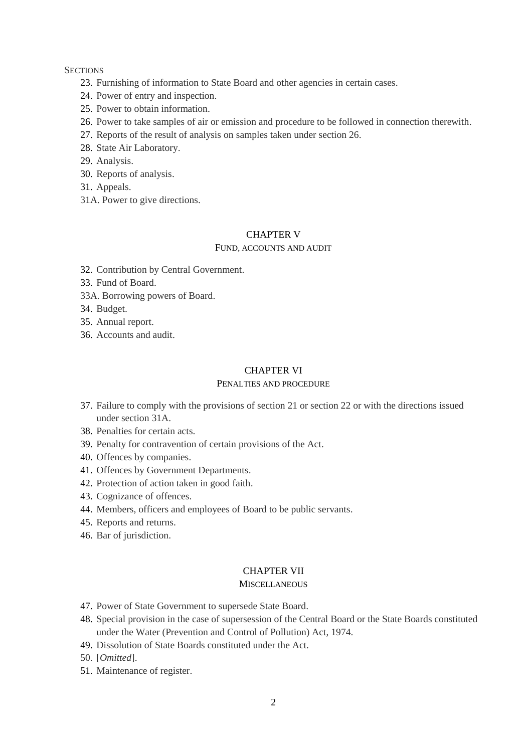SECTIONS

23. Furnishing of information to State Board and other agencies in certain cases.
24. Power of entry and inspection.
25. Power to obtain information.
26. Power to take samples of air or emission and procedure to be followed in connection therewith.
27. Reports of the result of analysis on samples taken under section 26.
28. State Air Laboratory.
29. Analysis.
30. Reports of analysis.
31. Appeals.

31A. Power to give directions.

## CHAPTER V

### FUND, ACCOUNTS AND AUDIT

32. Contribution by Central Government.
33. Fund of Board.

33A. Borrowing powers of Board.

34. Budget.
35. Annual report.
36. Accounts and audit.

## CHAPTER VI

### PENALTIES AND PROCEDURE

37. Failure to comply with the provisions of section 21 or section 22 or with the directions issued under section 31A.
38. Penalties for certain acts.
39. Penalty for contravention of certain provisions of the Act.
40. Offences by companies.
41. Offences by Government Departments.
42. Protection of action taken in good faith.
43. Cognizance of offences.
44. Members, officers and employees of Board to be public servants.
45. Reports and returns.
46. Bar of jurisdiction.

## CHAPTER VII

### MISCELLANEOUS

47. Power of State Government to supersede State Board.
48. Special provision in the case of supersession of the Central Board or the State Boards constituted under the Water (Prevention and Control of Pollution) Act, 1974.
49. Dissolution of State Boards constituted under the Act.
50. [*Omitted*].
51. Maintenance of register.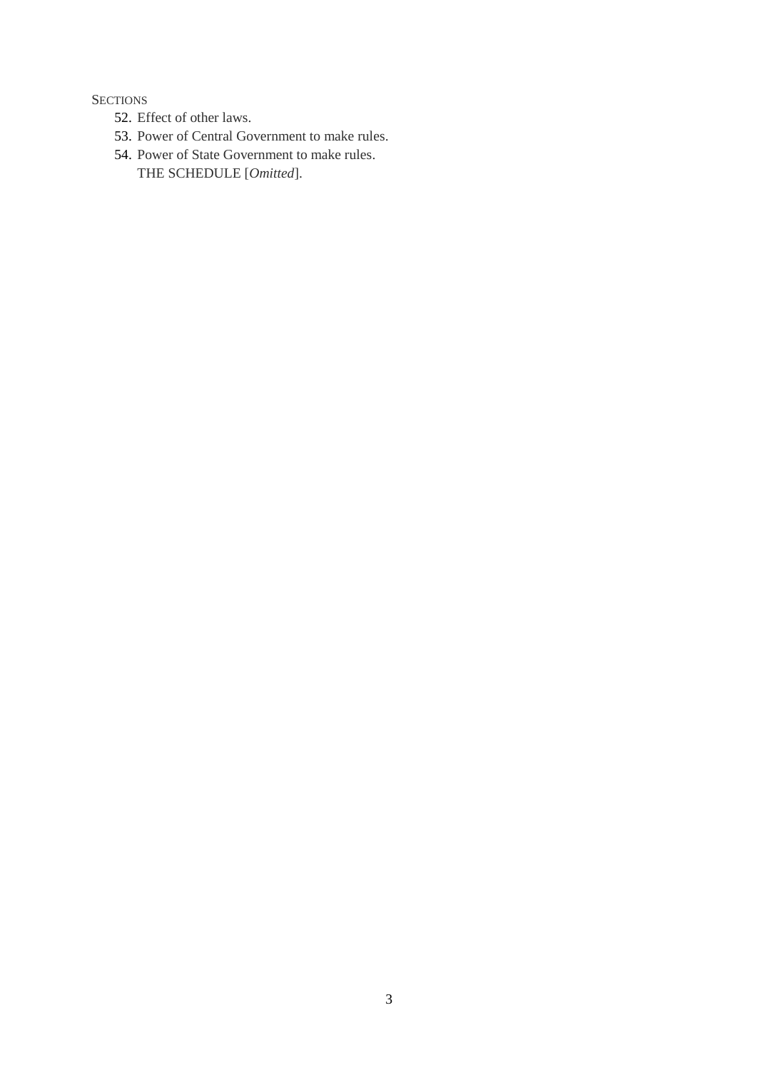SECTIONS

52. Effect of other laws.
53. Power of Central Government to make rules.
54. Power of State Government to make rules.

THE SCHEDULE [*Omitted*].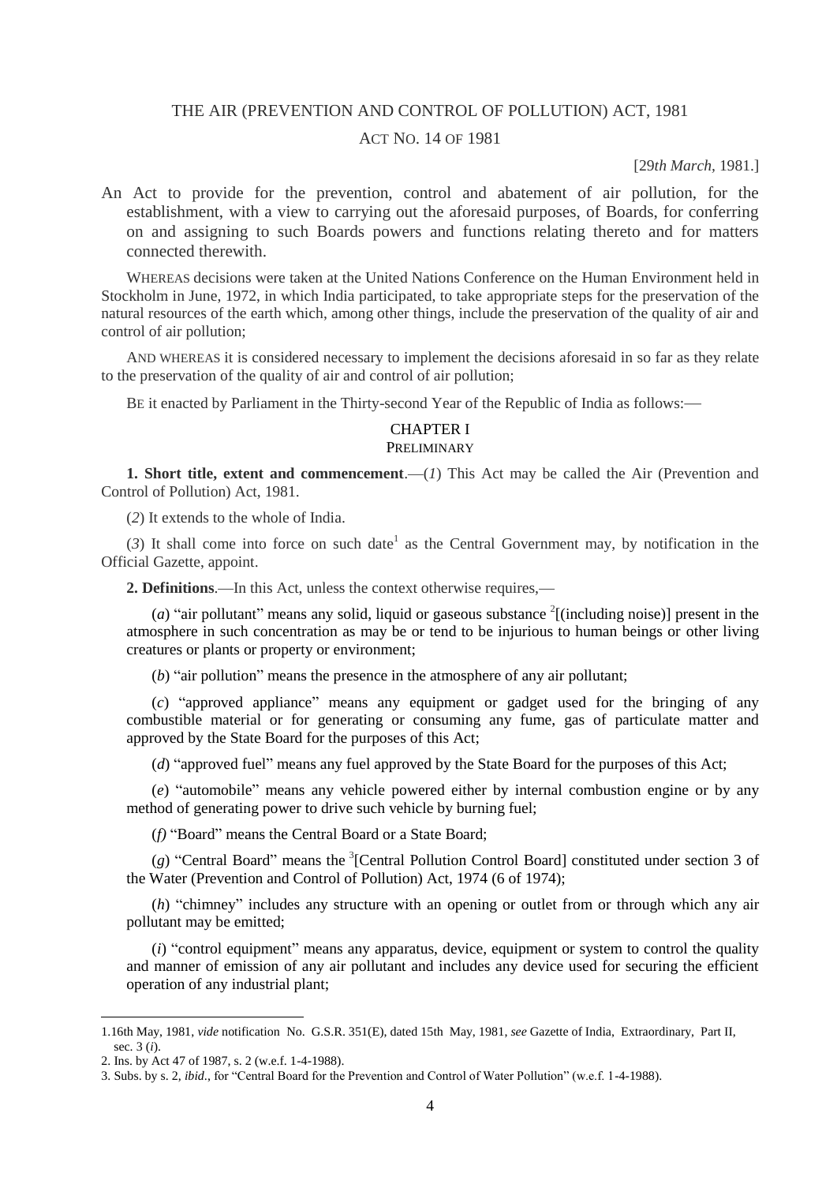# THE AIR (PREVENTION AND CONTROL OF POLLUTION) ACT, 1981

ACT NO. 14 OF 1981

[29*th March,* 1981.]

An Act to provide for the prevention, control and abatement of air pollution, for the establishment, with a view to carrying out the aforesaid purposes, of Boards, for conferring on and assigning to such Boards powers and functions relating thereto and for matters connected therewith.

WHEREAS decisions were taken at the United Nations Conference on the Human Environment held in Stockholm in June, 1972, in which India participated, to take appropriate steps for the preservation of the natural resources of the earth which, among other things, include the preservation of the quality of air and control of air pollution;

AND WHEREAS it is considered necessary to implement the decisions aforesaid in so far as they relate to the preservation of the quality of air and control of air pollution;

BE it enacted by Parliament in the Thirty-second Year of the Republic of India as follows:—

## CHAPTER I
## PRELIMINARY

**1. Short title, extent and commencement**.—(*1*) This Act may be called the Air (Prevention and Control of Pollution) Act, 1981.

(*2*) It extends to the whole of India.

(*3*) It shall come into force on such date[1] as the Central Government may, by notification in the Official Gazette, appoint.

**2. Definitions**.—In this Act, unless the context otherwise requires,—

(*a*) "air pollutant" means any solid, liquid or gaseous substance [2][(including noise)] present in the atmosphere in such concentration as may be or tend to be injurious to human beings or other living creatures or plants or property or environment;

(*b*) "air pollution" means the presence in the atmosphere of any air pollutant;

(*c*) "approved appliance" means any equipment or gadget used for the bringing of any combustible material or for generating or consuming any fume, gas of particulate matter and approved by the State Board for the purposes of this Act;

(*d*) "approved fuel" means any fuel approved by the State Board for the purposes of this Act;

(*e*) "automobile" means any vehicle powered either by internal combustion engine or by any method of generating power to drive such vehicle by burning fuel;

(*f*) "Board" means the Central Board or a State Board;

(*g*) "Central Board" means the [3][Central Pollution Control Board] constituted under section 3 of the Water (Prevention and Control of Pollution) Act, 1974 (6 of 1974);

(*h*) "chimney" includes any structure with an opening or outlet from or through which any air pollutant may be emitted;

(*i*) "control equipment" means any apparatus, device, equipment or system to control the quality and manner of emission of any air pollutant and includes any device used for securing the efficient operation of any industrial plant;

---

1. 16th May, 1981, *vide* notification No. G.S.R. 351(E), dated 15th May, 1981, *see* Gazette of India, Extraordinary, Part II, sec. 3 (*i*).
2. Ins. by Act 47 of 1987, s. 2 (w.e.f. 1-4-1988).
3. Subs. by s. 2, *ibid*., for "Central Board for the Prevention and Control of Water Pollution" (w.e.f. 1-4-1988).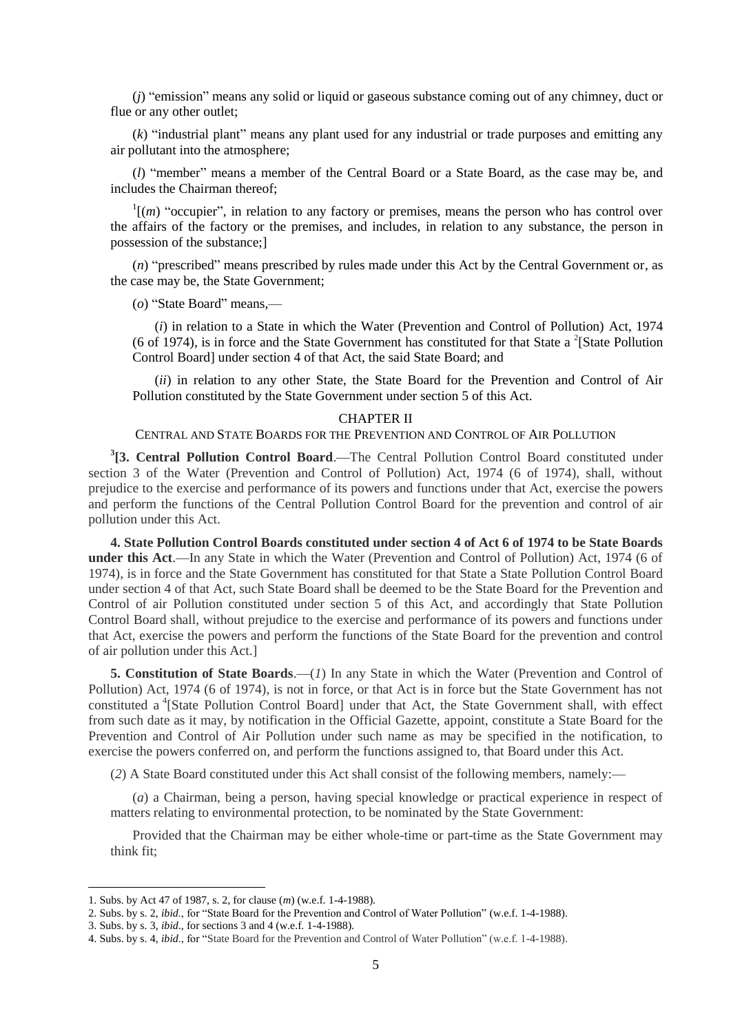(*j*) "emission" means any solid or liquid or gaseous substance coming out of any chimney, duct or flue or any other outlet;

(*k*) "industrial plant" means any plant used for any industrial or trade purposes and emitting any air pollutant into the atmosphere;

(*l*) "member" means a member of the Central Board or a State Board, as the case may be, and includes the Chairman thereof;

[1][(*m*) "occupier", in relation to any factory or premises, means the person who has control over the affairs of the factory or the premises, and includes, in relation to any substance, the person in possession of the substance;]

(*n*) "prescribed" means prescribed by rules made under this Act by the Central Government or, as the case may be, the State Government;

(*o*) "State Board" means,—

(*i*) in relation to a State in which the Water (Prevention and Control of Pollution) Act, 1974 (6 of 1974), is in force and the State Government has constituted for that State a [2][State Pollution Control Board] under section 4 of that Act, the said State Board; and

(*ii*) in relation to any other State, the State Board for the Prevention and Control of Air Pollution constituted by the State Government under section 5 of this Act.

## CHAPTER II

### CENTRAL AND STATE BOARDS FOR THE PREVENTION AND CONTROL OF AIR POLLUTION

[3]**[3. Central Pollution Control Board**.—The Central Pollution Control Board constituted under section 3 of the Water (Prevention and Control of Pollution) Act, 1974 (6 of 1974), shall, without prejudice to the exercise and performance of its powers and functions under that Act, exercise the powers and perform the functions of the Central Pollution Control Board for the prevention and control of air pollution under this Act.

**4. State Pollution Control Boards constituted under section 4 of Act 6 of 1974 to be State Boards under this Act**.—In any State in which the Water (Prevention and Control of Pollution) Act, 1974 (6 of 1974), is in force and the State Government has constituted for that State a State Pollution Control Board under section 4 of that Act, such State Board shall be deemed to be the State Board for the Prevention and Control of air Pollution constituted under section 5 of this Act, and accordingly that State Pollution Control Board shall, without prejudice to the exercise and performance of its powers and functions under that Act, exercise the powers and perform the functions of the State Board for the prevention and control of air pollution under this Act.]

**5. Constitution of State Boards**.—(*1*) In any State in which the Water (Prevention and Control of Pollution) Act, 1974 (6 of 1974), is not in force, or that Act is in force but the State Government has not constituted a [4][State Pollution Control Board] under that Act, the State Government shall, with effect from such date as it may, by notification in the Official Gazette, appoint, constitute a State Board for the Prevention and Control of Air Pollution under such name as may be specified in the notification, to exercise the powers conferred on, and perform the functions assigned to, that Board under this Act.

(*2*) A State Board constituted under this Act shall consist of the following members, namely:—

(*a*) a Chairman, being a person, having special knowledge or practical experience in respect of matters relating to environmental protection, to be nominated by the State Government:

Provided that the Chairman may be either whole-time or part-time as the State Government may think fit;

---

1. Subs. by Act 47 of 1987, s. 2, for clause (*m*) (w.e.f. 1-4-1988).
2. Subs. by s. 2, *ibid*., for "State Board for the Prevention and Control of Water Pollution" (w.e.f. 1-4-1988).
3. Subs. by s. 3, *ibid*., for sections 3 and 4 (w.e.f. 1-4-1988).
4. Subs. by s. 4, *ibid*., for "State Board for the Prevention and Control of Water Pollution" (w.e.f. 1-4-1988).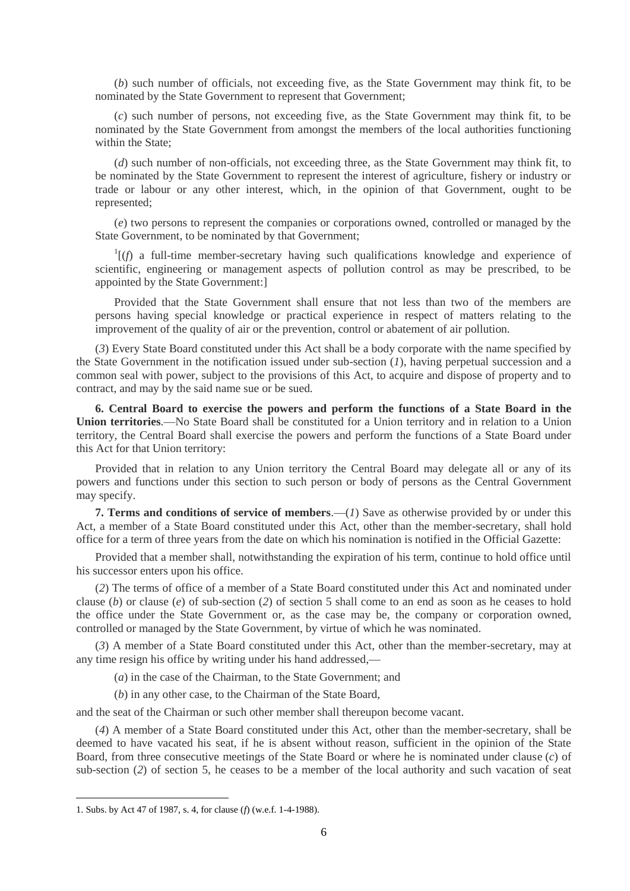(*b*) such number of officials, not exceeding five, as the State Government may think fit, to be nominated by the State Government to represent that Government;

(*c*) such number of persons, not exceeding five, as the State Government may think fit, to be nominated by the State Government from amongst the members of the local authorities functioning within the State;

(*d*) such number of non-officials, not exceeding three, as the State Government may think fit, to be nominated by the State Government to represent the interest of agriculture, fishery or industry or trade or labour or any other interest, which, in the opinion of that Government, ought to be represented;

(*e*) two persons to represent the companies or corporations owned, controlled or managed by the State Government, to be nominated by that Government;

[1][(*f*) a full-time member-secretary having such qualifications knowledge and experience of scientific, engineering or management aspects of pollution control as may be prescribed, to be appointed by the State Government:]

Provided that the State Government shall ensure that not less than two of the members are persons having special knowledge or practical experience in respect of matters relating to the improvement of the quality of air or the prevention, control or abatement of air pollution.

(*3*) Every State Board constituted under this Act shall be a body corporate with the name specified by the State Government in the notification issued under sub-section (*1*), having perpetual succession and a common seal with power, subject to the provisions of this Act, to acquire and dispose of property and to contract, and may by the said name sue or be sued.

**6. Central Board to exercise the powers and perform the functions of a State Board in the Union territories**.—No State Board shall be constituted for a Union territory and in relation to a Union territory, the Central Board shall exercise the powers and perform the functions of a State Board under this Act for that Union territory:

Provided that in relation to any Union territory the Central Board may delegate all or any of its powers and functions under this section to such person or body of persons as the Central Government may specify.

**7. Terms and conditions of service of members**.—(*1*) Save as otherwise provided by or under this Act, a member of a State Board constituted under this Act, other than the member-secretary, shall hold office for a term of three years from the date on which his nomination is notified in the Official Gazette:

Provided that a member shall, notwithstanding the expiration of his term, continue to hold office until his successor enters upon his office.

(*2*) The terms of office of a member of a State Board constituted under this Act and nominated under clause (*b*) or clause (*e*) of sub-section (*2*) of section 5 shall come to an end as soon as he ceases to hold the office under the State Government or, as the case may be, the company or corporation owned, controlled or managed by the State Government, by virtue of which he was nominated.

(*3*) A member of a State Board constituted under this Act, other than the member-secretary, may at any time resign his office by writing under his hand addressed,—

(*a*) in the case of the Chairman, to the State Government; and

(*b*) in any other case, to the Chairman of the State Board,

and the seat of the Chairman or such other member shall thereupon become vacant.

(*4*) A member of a State Board constituted under this Act, other than the member-secretary, shall be deemed to have vacated his seat, if he is absent without reason, sufficient in the opinion of the State Board, from three consecutive meetings of the State Board or where he is nominated under clause (*c*) of sub-section (*2*) of section 5, he ceases to be a member of the local authority and such vacation of seat

---

1. Subs. by Act 47 of 1987, s. 4, for clause (*f*) (w.e.f. 1-4-1988).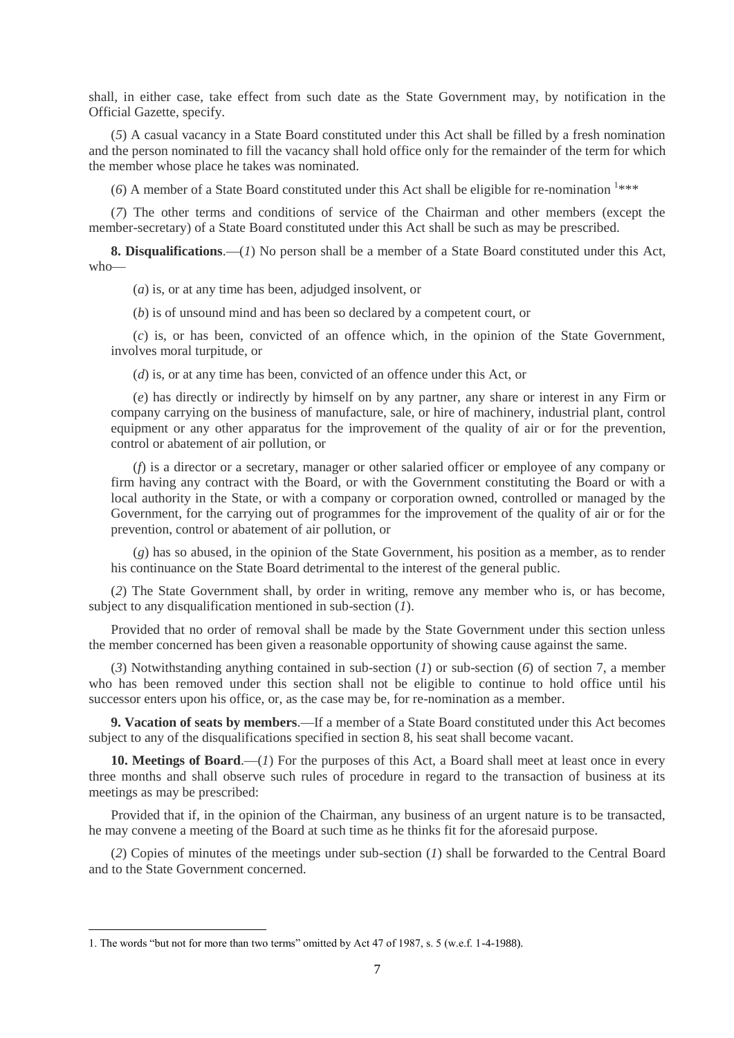shall, in either case, take effect from such date as the State Government may, by notification in the Official Gazette, specify.

(*5*) A casual vacancy in a State Board constituted under this Act shall be filled by a fresh nomination and the person nominated to fill the vacancy shall hold office only for the remainder of the term for which the member whose place he takes was nominated.

(*6*) A member of a State Board constituted under this Act shall be eligible for re-nomination [1]***

(*7*) The other terms and conditions of service of the Chairman and other members (except the member-secretary) of a State Board constituted under this Act shall be such as may be prescribed.

**8. Disqualifications**.—(*1*) No person shall be a member of a State Board constituted under this Act, who—

(*a*) is, or at any time has been, adjudged insolvent, or

(*b*) is of unsound mind and has been so declared by a competent court, or

(*c*) is, or has been, convicted of an offence which, in the opinion of the State Government, involves moral turpitude, or

(*d*) is, or at any time has been, convicted of an offence under this Act, or

(*e*) has directly or indirectly by himself on by any partner, any share or interest in any Firm or company carrying on the business of manufacture, sale, or hire of machinery, industrial plant, control equipment or any other apparatus for the improvement of the quality of air or for the prevention, control or abatement of air pollution, or

(*f*) is a director or a secretary, manager or other salaried officer or employee of any company or firm having any contract with the Board, or with the Government constituting the Board or with a local authority in the State, or with a company or corporation owned, controlled or managed by the Government, for the carrying out of programmes for the improvement of the quality of air or for the prevention, control or abatement of air pollution, or

(*g*) has so abused, in the opinion of the State Government, his position as a member, as to render his continuance on the State Board detrimental to the interest of the general public.

(*2*) The State Government shall, by order in writing, remove any member who is, or has become, subject to any disqualification mentioned in sub-section (*1*).

Provided that no order of removal shall be made by the State Government under this section unless the member concerned has been given a reasonable opportunity of showing cause against the same.

(*3*) Notwithstanding anything contained in sub-section (*1*) or sub-section (*6*) of section 7, a member who has been removed under this section shall not be eligible to continue to hold office until his successor enters upon his office, or, as the case may be, for re-nomination as a member.

**9. Vacation of seats by members**.—If a member of a State Board constituted under this Act becomes subject to any of the disqualifications specified in section 8, his seat shall become vacant.

**10. Meetings of Board**.—(*1*) For the purposes of this Act, a Board shall meet at least once in every three months and shall observe such rules of procedure in regard to the transaction of business at its meetings as may be prescribed:

Provided that if, in the opinion of the Chairman, any business of an urgent nature is to be transacted, he may convene a meeting of the Board at such time as he thinks fit for the aforesaid purpose.

(*2*) Copies of minutes of the meetings under sub-section (*1*) shall be forwarded to the Central Board and to the State Government concerned.

---

1. The words "but not for more than two terms" omitted by Act 47 of 1987, s. 5 (w.e.f. 1-4-1988).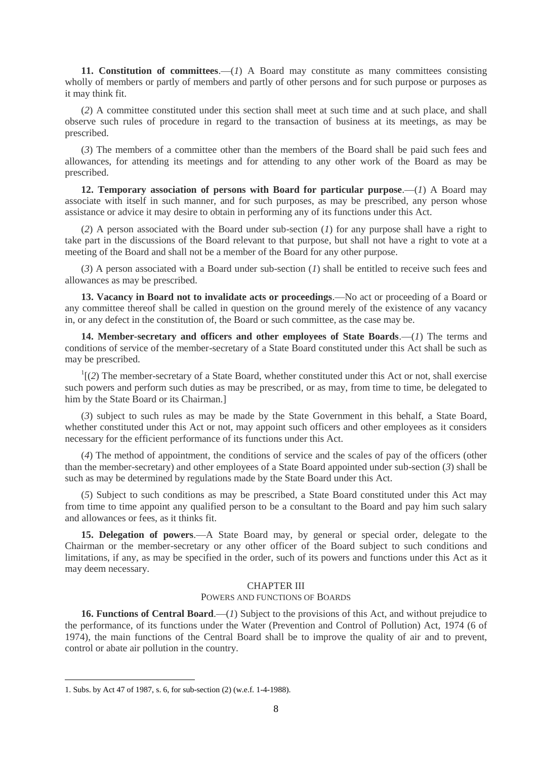**11. Constitution of committees**.—(*1*) A Board may constitute as many committees consisting wholly of members or partly of members and partly of other persons and for such purpose or purposes as it may think fit.

(*2*) A committee constituted under this section shall meet at such time and at such place, and shall observe such rules of procedure in regard to the transaction of business at its meetings, as may be prescribed.

(*3*) The members of a committee other than the members of the Board shall be paid such fees and allowances, for attending its meetings and for attending to any other work of the Board as may be prescribed.

**12. Temporary association of persons with Board for particular purpose**.—(*1*) A Board may associate with itself in such manner, and for such purposes, as may be prescribed, any person whose assistance or advice it may desire to obtain in performing any of its functions under this Act.

(*2*) A person associated with the Board under sub-section (*1*) for any purpose shall have a right to take part in the discussions of the Board relevant to that purpose, but shall not have a right to vote at a meeting of the Board and shall not be a member of the Board for any other purpose.

(*3*) A person associated with a Board under sub-section (*1*) shall be entitled to receive such fees and allowances as may be prescribed.

**13. Vacancy in Board not to invalidate acts or proceedings**.—No act or proceeding of a Board or any committee thereof shall be called in question on the ground merely of the existence of any vacancy in, or any defect in the constitution of, the Board or such committee, as the case may be.

**14. Member-secretary and officers and other employees of State Boards**.—(*1*) The terms and conditions of service of the member-secretary of a State Board constituted under this Act shall be such as may be prescribed.

[1][(*2*) The member-secretary of a State Board, whether constituted under this Act or not, shall exercise such powers and perform such duties as may be prescribed, or as may, from time to time, be delegated to him by the State Board or its Chairman.]

(*3*) subject to such rules as may be made by the State Government in this behalf, a State Board, whether constituted under this Act or not, may appoint such officers and other employees as it considers necessary for the efficient performance of its functions under this Act.

(*4*) The method of appointment, the conditions of service and the scales of pay of the officers (other than the member-secretary) and other employees of a State Board appointed under sub-section (*3*) shall be such as may be determined by regulations made by the State Board under this Act.

(*5*) Subject to such conditions as may be prescribed, a State Board constituted under this Act may from time to time appoint any qualified person to be a consultant to the Board and pay him such salary and allowances or fees, as it thinks fit.

**15. Delegation of powers**.—A State Board may, by general or special order, delegate to the Chairman or the member-secretary or any other officer of the Board subject to such conditions and limitations, if any, as may be specified in the order, such of its powers and functions under this Act as it may deem necessary.

## CHAPTER III

### POWERS AND FUNCTIONS OF BOARDS

**16. Functions of Central Board**.—(*1*) Subject to the provisions of this Act, and without prejudice to the performance, of its functions under the Water (Prevention and Control of Pollution) Act, 1974 (6 of 1974), the main functions of the Central Board shall be to improve the quality of air and to prevent, control or abate air pollution in the country.

---

1. Subs. by Act 47 of 1987, s. 6, for sub-section (2) (w.e.f. 1-4-1988).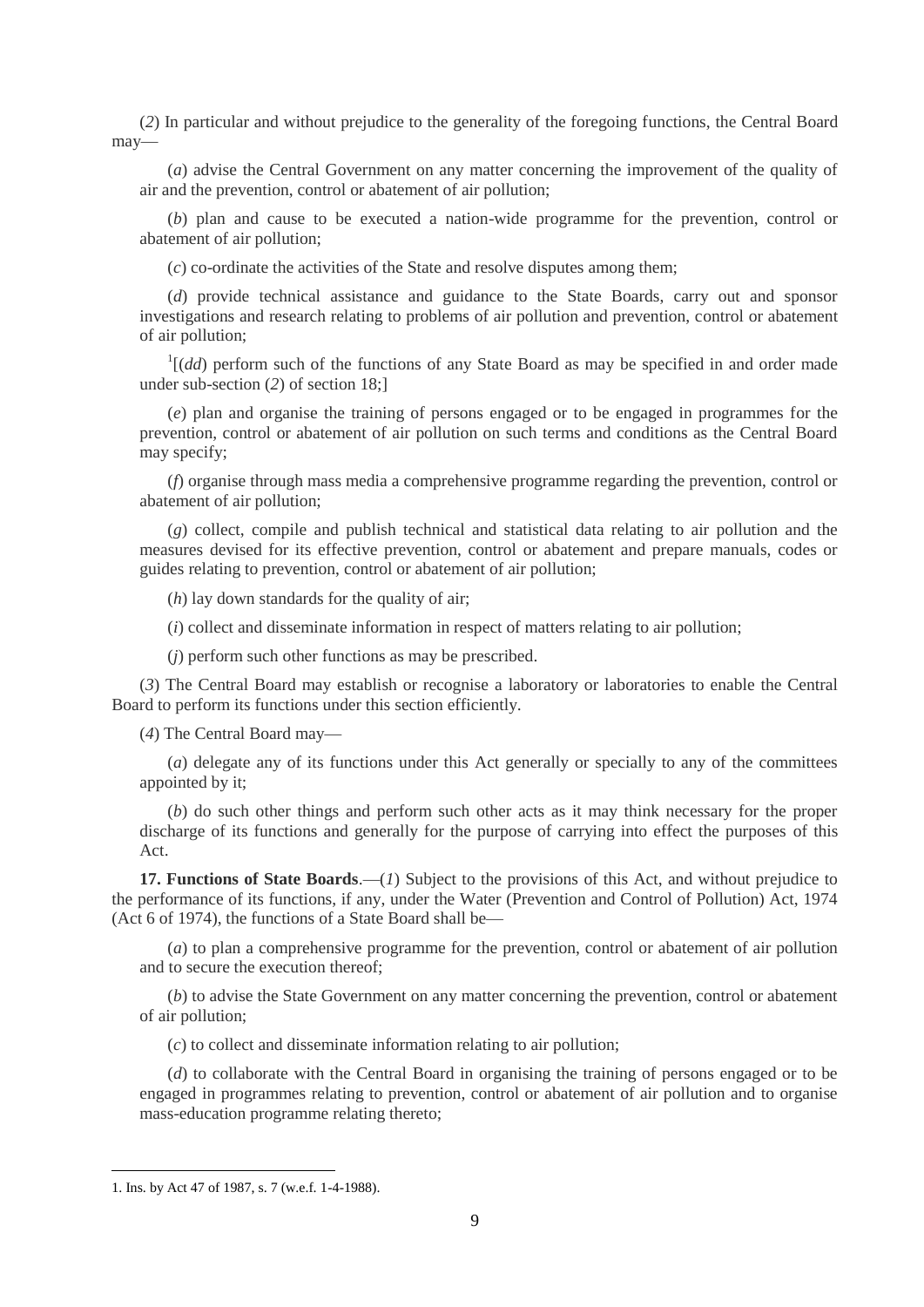(*2*) In particular and without prejudice to the generality of the foregoing functions, the Central Board may—

(*a*) advise the Central Government on any matter concerning the improvement of the quality of air and the prevention, control or abatement of air pollution;

(*b*) plan and cause to be executed a nation-wide programme for the prevention, control or abatement of air pollution;

(*c*) co-ordinate the activities of the State and resolve disputes among them;

(*d*) provide technical assistance and guidance to the State Boards, carry out and sponsor investigations and research relating to problems of air pollution and prevention, control or abatement of air pollution;

[1][(*dd*) perform such of the functions of any State Board as may be specified in and order made under sub-section (*2*) of section 18;]

(*e*) plan and organise the training of persons engaged or to be engaged in programmes for the prevention, control or abatement of air pollution on such terms and conditions as the Central Board may specify;

(*f*) organise through mass media a comprehensive programme regarding the prevention, control or abatement of air pollution;

(*g*) collect, compile and publish technical and statistical data relating to air pollution and the measures devised for its effective prevention, control or abatement and prepare manuals, codes or guides relating to prevention, control or abatement of air pollution;

(*h*) lay down standards for the quality of air;

(*i*) collect and disseminate information in respect of matters relating to air pollution;

(*j*) perform such other functions as may be prescribed.

(*3*) The Central Board may establish or recognise a laboratory or laboratories to enable the Central Board to perform its functions under this section efficiently.

(*4*) The Central Board may—

(*a*) delegate any of its functions under this Act generally or specially to any of the committees appointed by it;

(*b*) do such other things and perform such other acts as it may think necessary for the proper discharge of its functions and generally for the purpose of carrying into effect the purposes of this Act.

**17. Functions of State Boards**.—(*1*) Subject to the provisions of this Act, and without prejudice to the performance of its functions, if any, under the Water (Prevention and Control of Pollution) Act, 1974 (Act 6 of 1974), the functions of a State Board shall be—

(*a*) to plan a comprehensive programme for the prevention, control or abatement of air pollution and to secure the execution thereof;

(*b*) to advise the State Government on any matter concerning the prevention, control or abatement of air pollution;

(*c*) to collect and disseminate information relating to air pollution;

(*d*) to collaborate with the Central Board in organising the training of persons engaged or to be engaged in programmes relating to prevention, control or abatement of air pollution and to organise mass-education programme relating thereto;

---

1. Ins. by Act 47 of 1987, s. 7 (w.e.f. 1-4-1988).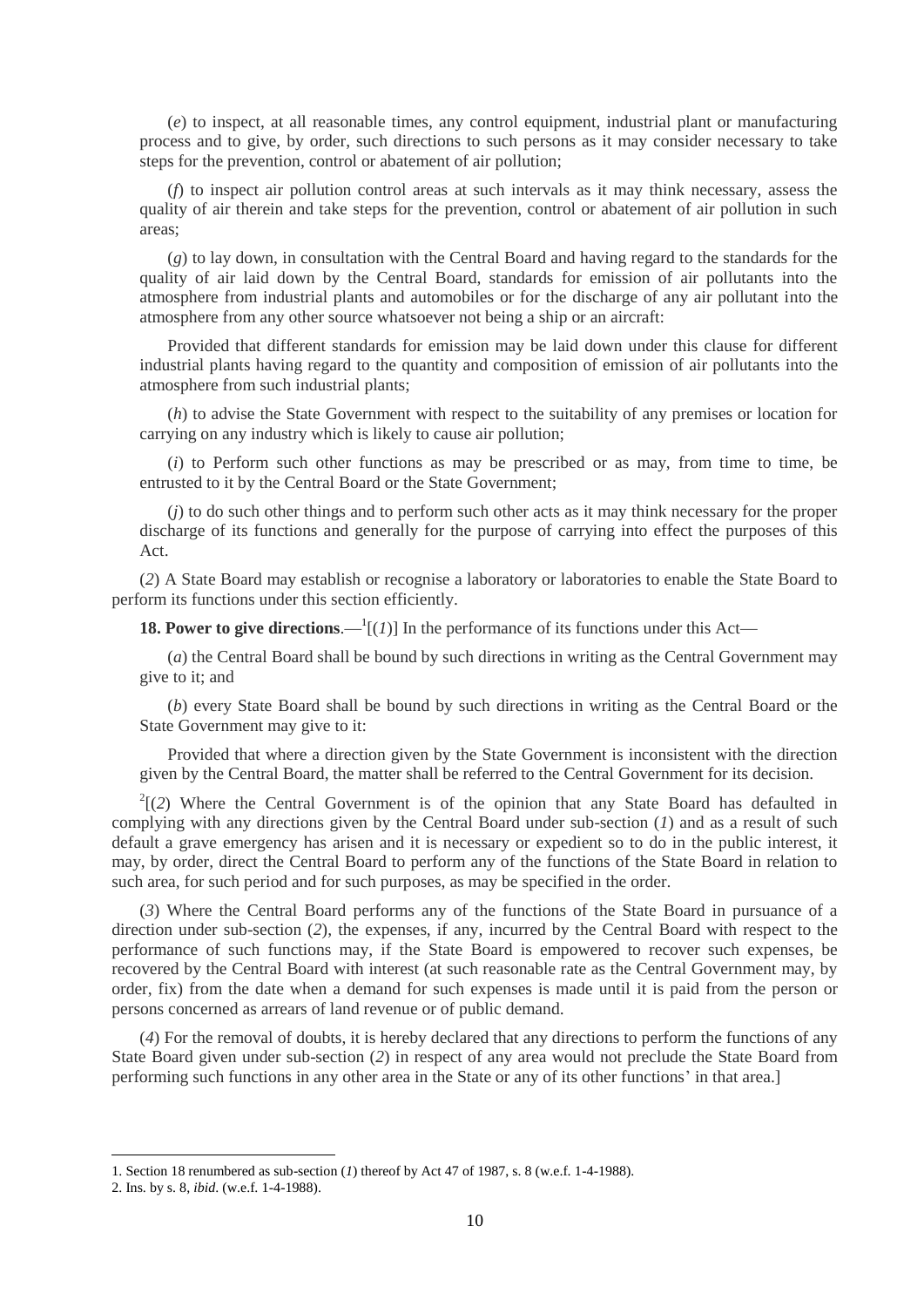(*e*) to inspect, at all reasonable times, any control equipment, industrial plant or manufacturing process and to give, by order, such directions to such persons as it may consider necessary to take steps for the prevention, control or abatement of air pollution;

(*f*) to inspect air pollution control areas at such intervals as it may think necessary, assess the quality of air therein and take steps for the prevention, control or abatement of air pollution in such areas;

(*g*) to lay down, in consultation with the Central Board and having regard to the standards for the quality of air laid down by the Central Board, standards for emission of air pollutants into the atmosphere from industrial plants and automobiles or for the discharge of any air pollutant into the atmosphere from any other source whatsoever not being a ship or an aircraft:

Provided that different standards for emission may be laid down under this clause for different industrial plants having regard to the quantity and composition of emission of air pollutants into the atmosphere from such industrial plants;

(*h*) to advise the State Government with respect to the suitability of any premises or location for carrying on any industry which is likely to cause air pollution;

(*i*) to Perform such other functions as may be prescribed or as may, from time to time, be entrusted to it by the Central Board or the State Government;

(*j*) to do such other things and to perform such other acts as it may think necessary for the proper discharge of its functions and generally for the purpose of carrying into effect the purposes of this Act.

(*2*) A State Board may establish or recognise a laboratory or laboratories to enable the State Board to perform its functions under this section efficiently.

**18. Power to give directions**.—[1][(*1*)] In the performance of its functions under this Act—

(*a*) the Central Board shall be bound by such directions in writing as the Central Government may give to it; and

(*b*) every State Board shall be bound by such directions in writing as the Central Board or the State Government may give to it:

Provided that where a direction given by the State Government is inconsistent with the direction given by the Central Board, the matter shall be referred to the Central Government for its decision.

[2][(*2*) Where the Central Government is of the opinion that any State Board has defaulted in complying with any directions given by the Central Board under sub-section (*1*) and as a result of such default a grave emergency has arisen and it is necessary or expedient so to do in the public interest, it may, by order, direct the Central Board to perform any of the functions of the State Board in relation to such area, for such period and for such purposes, as may be specified in the order.

(*3*) Where the Central Board performs any of the functions of the State Board in pursuance of a direction under sub-section (*2*), the expenses, if any, incurred by the Central Board with respect to the performance of such functions may, if the State Board is empowered to recover such expenses, be recovered by the Central Board with interest (at such reasonable rate as the Central Government may, by order, fix) from the date when a demand for such expenses is made until it is paid from the person or persons concerned as arrears of land revenue or of public demand.

(*4*) For the removal of doubts, it is hereby declared that any directions to perform the functions of any State Board given under sub-section (*2*) in respect of any area would not preclude the State Board from performing such functions in any other area in the State or any of its other functions' in that area.]

---

1. Section 18 renumbered as sub-section (*1*) thereof by Act 47 of 1987, s. 8 (w.e.f. 1-4-1988).
2. Ins. by s. 8, *ibid*. (w.e.f. 1-4-1988).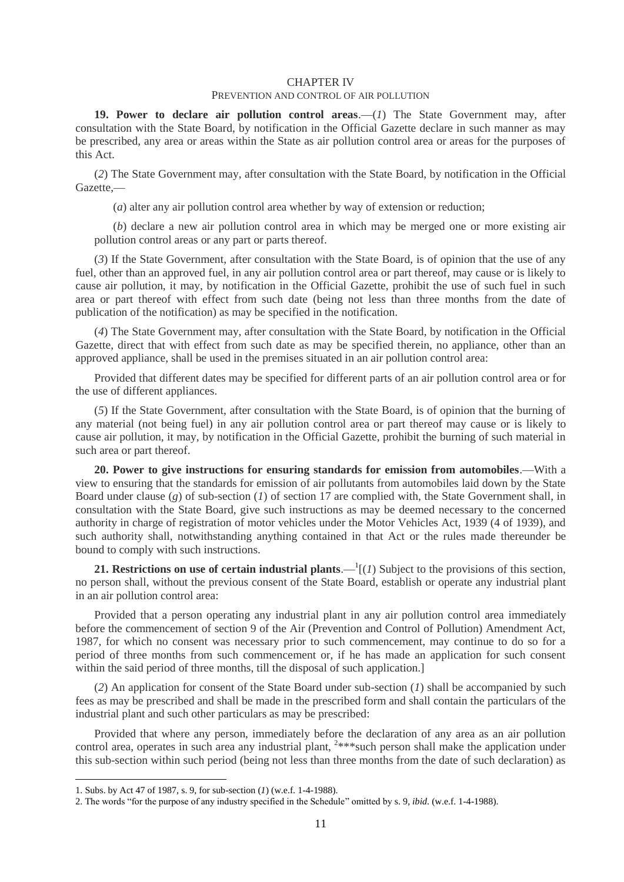## CHAPTER IV

### PREVENTION AND CONTROL OF AIR POLLUTION

**19. Power to declare air pollution control areas**.—(*1*) The State Government may, after consultation with the State Board, by notification in the Official Gazette declare in such manner as may be prescribed, any area or areas within the State as air pollution control area or areas for the purposes of this Act.

(*2*) The State Government may, after consultation with the State Board, by notification in the Official Gazette,—

(*a*) alter any air pollution control area whether by way of extension or reduction;

(*b*) declare a new air pollution control area in which may be merged one or more existing air pollution control areas or any part or parts thereof.

(*3*) If the State Government, after consultation with the State Board, is of opinion that the use of any fuel, other than an approved fuel, in any air pollution control area or part thereof, may cause or is likely to cause air pollution, it may, by notification in the Official Gazette, prohibit the use of such fuel in such area or part thereof with effect from such date (being not less than three months from the date of publication of the notification) as may be specified in the notification.

(*4*) The State Government may, after consultation with the State Board, by notification in the Official Gazette, direct that with effect from such date as may be specified therein, no appliance, other than an approved appliance, shall be used in the premises situated in an air pollution control area:

Provided that different dates may be specified for different parts of an air pollution control area or for the use of different appliances.

(*5*) If the State Government, after consultation with the State Board, is of opinion that the burning of any material (not being fuel) in any air pollution control area or part thereof may cause or is likely to cause air pollution, it may, by notification in the Official Gazette, prohibit the burning of such material in such area or part thereof.

**20. Power to give instructions for ensuring standards for emission from automobiles**.—With a view to ensuring that the standards for emission of air pollutants from automobiles laid down by the State Board under clause (*g*) of sub-section (*1*) of section 17 are complied with, the State Government shall, in consultation with the State Board, give such instructions as may be deemed necessary to the concerned authority in charge of registration of motor vehicles under the Motor Vehicles Act, 1939 (4 of 1939), and such authority shall, notwithstanding anything contained in that Act or the rules made thereunder be bound to comply with such instructions.

**21. Restrictions on use of certain industrial plants**.—[1][(*1*) Subject to the provisions of this section, no person shall, without the previous consent of the State Board, establish or operate any industrial plant in an air pollution control area:

Provided that a person operating any industrial plant in any air pollution control area immediately before the commencement of section 9 of the Air (Prevention and Control of Pollution) Amendment Act, 1987, for which no consent was necessary prior to such commencement, may continue to do so for a period of three months from such commencement or, if he has made an application for such consent within the said period of three months, till the disposal of such application.]

(*2*) An application for consent of the State Board under sub-section (*1*) shall be accompanied by such fees as may be prescribed and shall be made in the prescribed form and shall contain the particulars of the industrial plant and such other particulars as may be prescribed:

Provided that where any person, immediately before the declaration of any area as an air pollution control area, operates in such area any industrial plant, [2]***such person shall make the application under this sub-section within such period (being not less than three months from the date of such declaration) as

---

1. Subs. by Act 47 of 1987, s. 9, for sub-section (*1*) (w.e.f. 1-4-1988).
2. The words "for the purpose of any industry specified in the Schedule" omitted by s. 9, *ibid*. (w.e.f. 1-4-1988).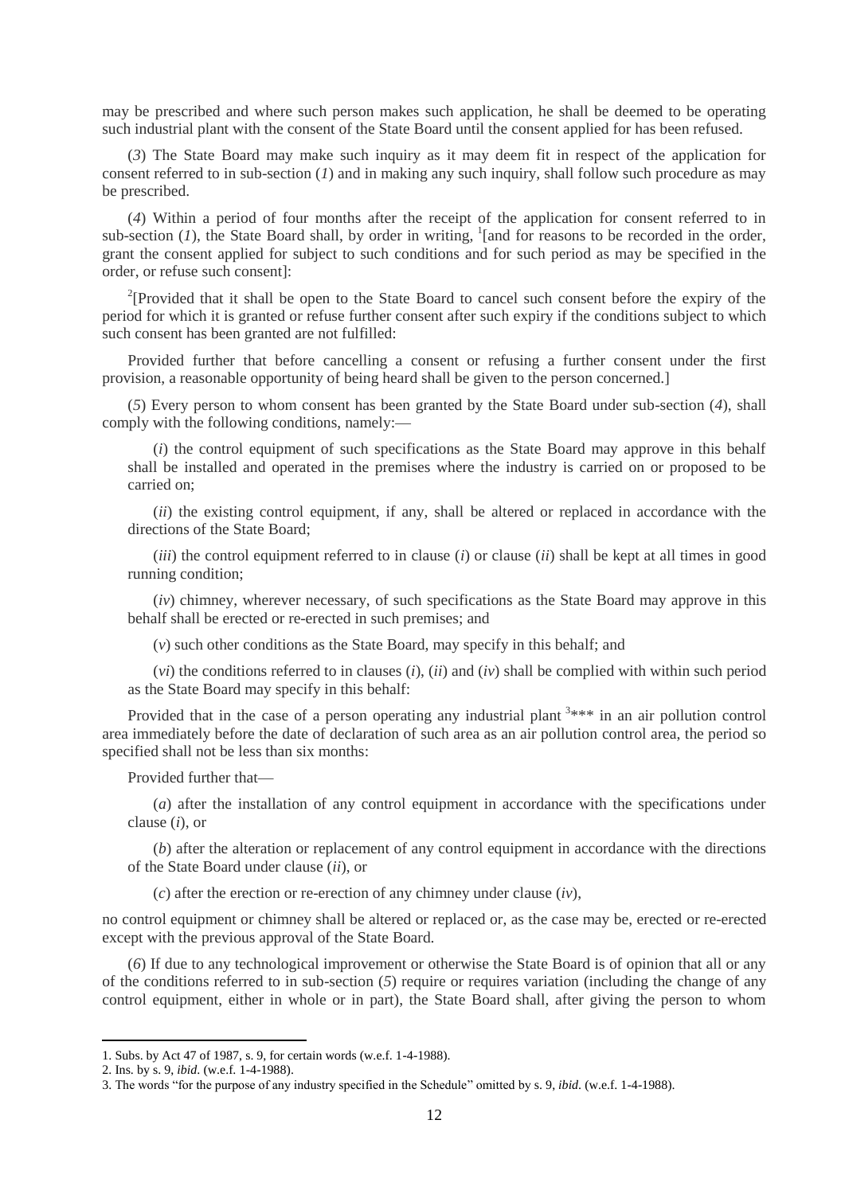may be prescribed and where such person makes such application, he shall be deemed to be operating such industrial plant with the consent of the State Board until the consent applied for has been refused.

(*3*) The State Board may make such inquiry as it may deem fit in respect of the application for consent referred to in sub-section (*1*) and in making any such inquiry, shall follow such procedure as may be prescribed.

(*4*) Within a period of four months after the receipt of the application for consent referred to in sub-section (*1*), the State Board shall, by order in writing, [1][and for reasons to be recorded in the order, grant the consent applied for subject to such conditions and for such period as may be specified in the order, or refuse such consent]:

[2][Provided that it shall be open to the State Board to cancel such consent before the expiry of the period for which it is granted or refuse further consent after such expiry if the conditions subject to which such consent has been granted are not fulfilled:

Provided further that before cancelling a consent or refusing a further consent under the first provision, a reasonable opportunity of being heard shall be given to the person concerned.]

(*5*) Every person to whom consent has been granted by the State Board under sub-section (*4*), shall comply with the following conditions, namely:—

(*i*) the control equipment of such specifications as the State Board may approve in this behalf shall be installed and operated in the premises where the industry is carried on or proposed to be carried on;

(*ii*) the existing control equipment, if any, shall be altered or replaced in accordance with the directions of the State Board;

(*iii*) the control equipment referred to in clause (*i*) or clause (*ii*) shall be kept at all times in good running condition;

(*iv*) chimney, wherever necessary, of such specifications as the State Board may approve in this behalf shall be erected or re-erected in such premises; and

(*v*) such other conditions as the State Board, may specify in this behalf; and

(*vi*) the conditions referred to in clauses (*i*), (*ii*) and (*iv*) shall be complied with within such period as the State Board may specify in this behalf:

Provided that in the case of a person operating any industrial plant [3]*** in an air pollution control area immediately before the date of declaration of such area as an air pollution control area, the period so specified shall not be less than six months:

Provided further that—

(*a*) after the installation of any control equipment in accordance with the specifications under clause (*i*), or

(*b*) after the alteration or replacement of any control equipment in accordance with the directions of the State Board under clause (*ii*), or

(*c*) after the erection or re-erection of any chimney under clause (*iv*),

no control equipment or chimney shall be altered or replaced or, as the case may be, erected or re-erected except with the previous approval of the State Board.

(*6*) If due to any technological improvement or otherwise the State Board is of opinion that all or any of the conditions referred to in sub-section (*5*) require or requires variation (including the change of any control equipment, either in whole or in part), the State Board shall, after giving the person to whom

---

1. Subs. by Act 47 of 1987, s. 9, for certain words (w.e.f. 1-4-1988).
2. Ins. by s. 9, *ibid*. (w.e.f. 1-4-1988).
3. The words "for the purpose of any industry specified in the Schedule" omitted by s. 9, *ibid*. (w.e.f. 1-4-1988).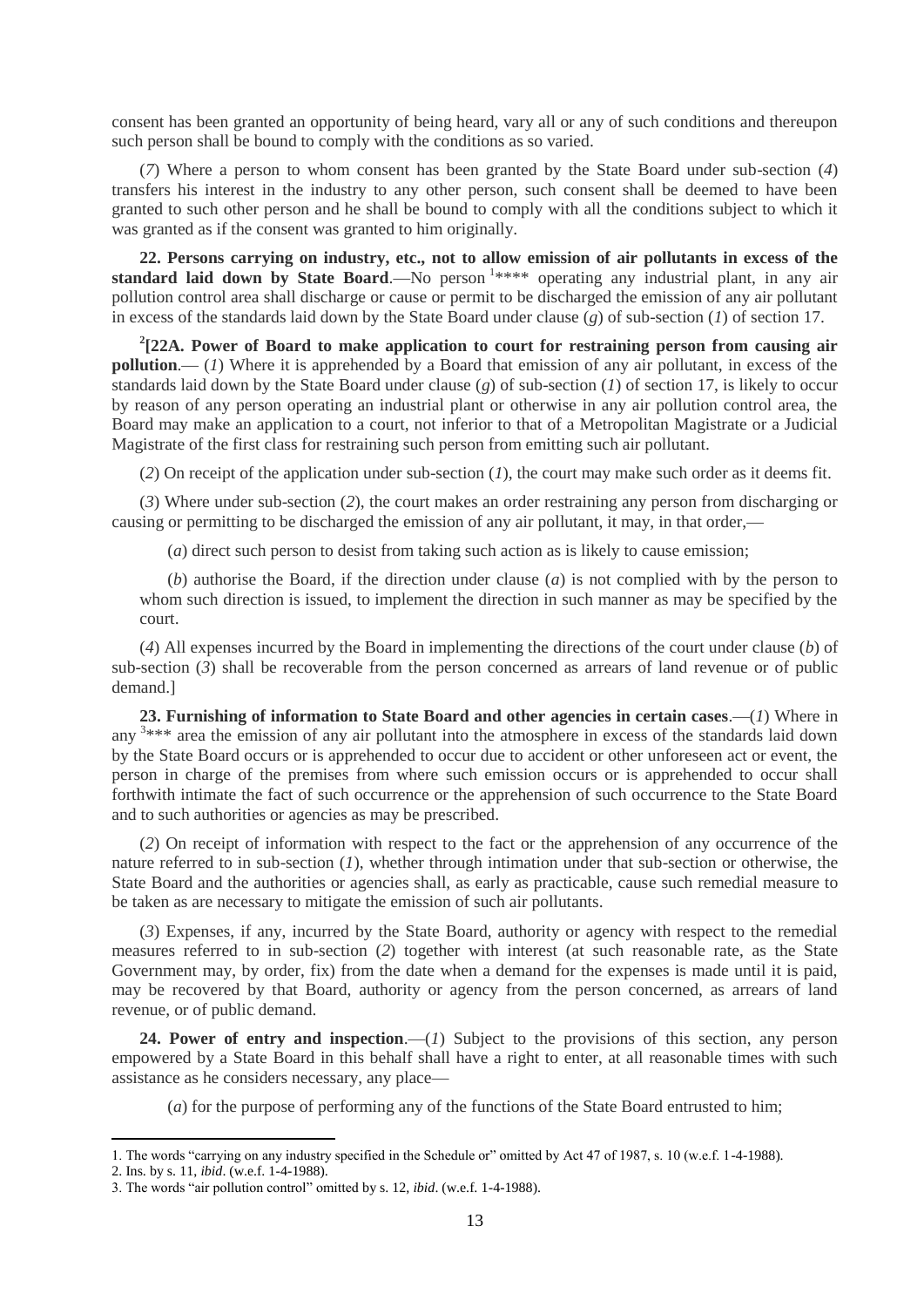consent has been granted an opportunity of being heard, vary all or any of such conditions and thereupon such person shall be bound to comply with the conditions as so varied.

(*7*) Where a person to whom consent has been granted by the State Board under sub-section (*4*) transfers his interest in the industry to any other person, such consent shall be deemed to have been granted to such other person and he shall be bound to comply with all the conditions subject to which it was granted as if the consent was granted to him originally.

**22. Persons carrying on industry, etc., not to allow emission of air pollutants in excess of the standard laid down by State Board**.—No person [1]**** operating any industrial plant, in any air pollution control area shall discharge or cause or permit to be discharged the emission of any air pollutant in excess of the standards laid down by the State Board under clause (*g*) of sub-section (*1*) of section 17.

[2][**22A. Power of Board to make application to court for restraining person from causing air pollution**.— (*1*) Where it is apprehended by a Board that emission of any air pollutant, in excess of the standards laid down by the State Board under clause (*g*) of sub-section (*1*) of section 17, is likely to occur by reason of any person operating an industrial plant or otherwise in any air pollution control area, the Board may make an application to a court, not inferior to that of a Metropolitan Magistrate or a Judicial Magistrate of the first class for restraining such person from emitting such air pollutant.

(*2*) On receipt of the application under sub-section (*1*), the court may make such order as it deems fit.

(*3*) Where under sub-section (*2*), the court makes an order restraining any person from discharging or causing or permitting to be discharged the emission of any air pollutant, it may, in that order,—

(*a*) direct such person to desist from taking such action as is likely to cause emission;

(*b*) authorise the Board, if the direction under clause (*a*) is not complied with by the person to whom such direction is issued, to implement the direction in such manner as may be specified by the court.

(*4*) All expenses incurred by the Board in implementing the directions of the court under clause (*b*) of sub-section (*3*) shall be recoverable from the person concerned as arrears of land revenue or of public demand.]

**23. Furnishing of information to State Board and other agencies in certain cases**.—(*1*) Where in any [3]*** area the emission of any air pollutant into the atmosphere in excess of the standards laid down by the State Board occurs or is apprehended to occur due to accident or other unforeseen act or event, the person in charge of the premises from where such emission occurs or is apprehended to occur shall forthwith intimate the fact of such occurrence or the apprehension of such occurrence to the State Board and to such authorities or agencies as may be prescribed.

(*2*) On receipt of information with respect to the fact or the apprehension of any occurrence of the nature referred to in sub-section (*1*), whether through intimation under that sub-section or otherwise, the State Board and the authorities or agencies shall, as early as practicable, cause such remedial measure to be taken as are necessary to mitigate the emission of such air pollutants.

(*3*) Expenses, if any, incurred by the State Board, authority or agency with respect to the remedial measures referred to in sub-section (*2*) together with interest (at such reasonable rate, as the State Government may, by order, fix) from the date when a demand for the expenses is made until it is paid, may be recovered by that Board, authority or agency from the person concerned, as arrears of land revenue, or of public demand.

**24. Power of entry and inspection**.—(*1*) Subject to the provisions of this section, any person empowered by a State Board in this behalf shall have a right to enter, at all reasonable times with such assistance as he considers necessary, any place—

(*a*) for the purpose of performing any of the functions of the State Board entrusted to him;

---

1. The words "carrying on any industry specified in the Schedule or" omitted by Act 47 of 1987, s. 10 (w.e.f. 1-4-1988).
2. Ins. by s. 11, *ibid*. (w.e.f. 1-4-1988).
3. The words "air pollution control" omitted by s. 12, *ibid*. (w.e.f. 1-4-1988).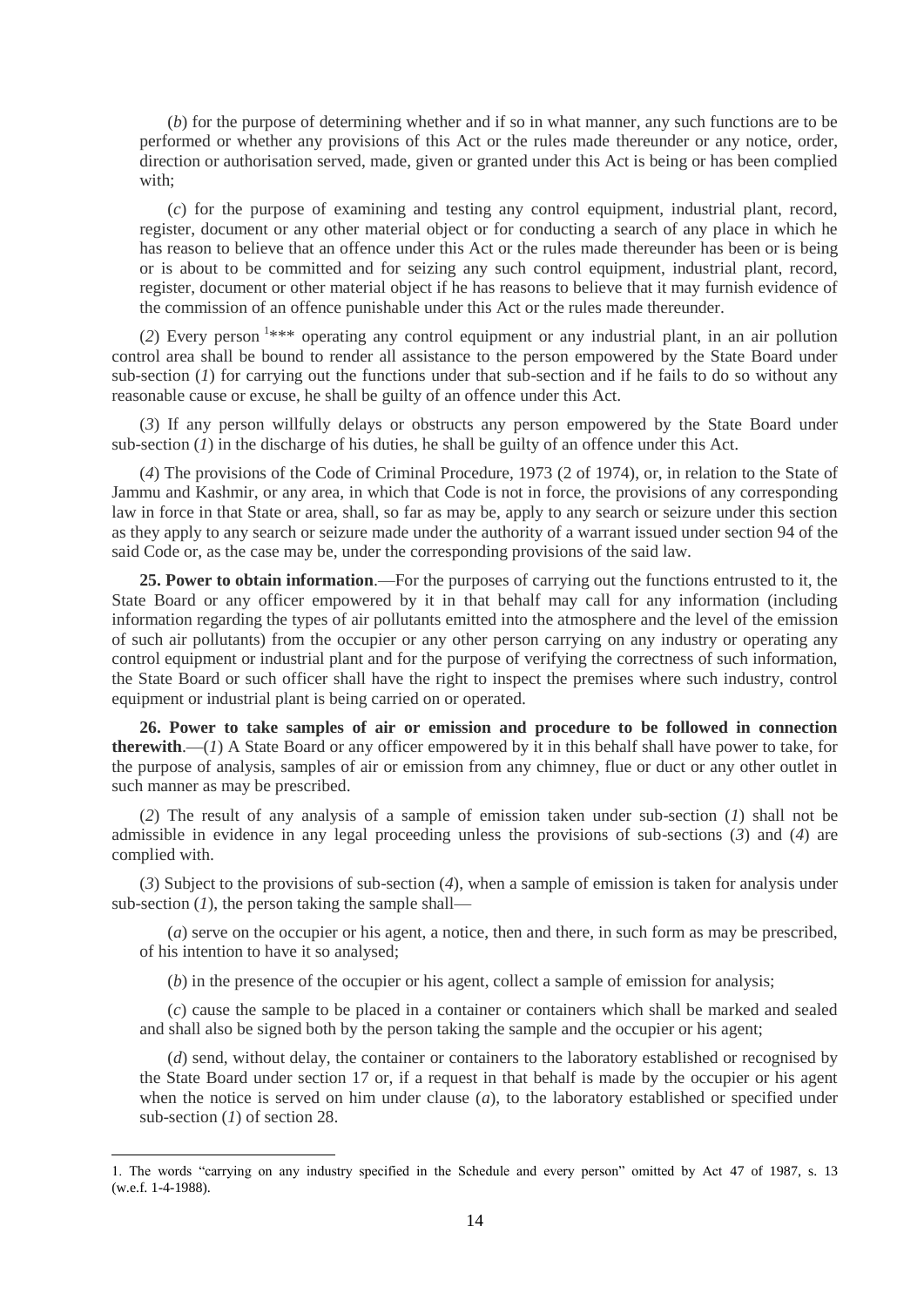(*b*) for the purpose of determining whether and if so in what manner, any such functions are to be performed or whether any provisions of this Act or the rules made thereunder or any notice, order, direction or authorisation served, made, given or granted under this Act is being or has been complied with;

(*c*) for the purpose of examining and testing any control equipment, industrial plant, record, register, document or any other material object or for conducting a search of any place in which he has reason to believe that an offence under this Act or the rules made thereunder has been or is being or is about to be committed and for seizing any such control equipment, industrial plant, record, register, document or other material object if he has reasons to believe that it may furnish evidence of the commission of an offence punishable under this Act or the rules made thereunder.

(*2*) Every person [1]*** operating any control equipment or any industrial plant, in an air pollution control area shall be bound to render all assistance to the person empowered by the State Board under sub-section (*1*) for carrying out the functions under that sub-section and if he fails to do so without any reasonable cause or excuse, he shall be guilty of an offence under this Act.

(*3*) If any person willfully delays or obstructs any person empowered by the State Board under sub-section (*1*) in the discharge of his duties, he shall be guilty of an offence under this Act.

(*4*) The provisions of the Code of Criminal Procedure, 1973 (2 of 1974), or, in relation to the State of Jammu and Kashmir, or any area, in which that Code is not in force, the provisions of any corresponding law in force in that State or area, shall, so far as may be, apply to any search or seizure under this section as they apply to any search or seizure made under the authority of a warrant issued under section 94 of the said Code or, as the case may be, under the corresponding provisions of the said law.

**25. Power to obtain information**.—For the purposes of carrying out the functions entrusted to it, the State Board or any officer empowered by it in that behalf may call for any information (including information regarding the types of air pollutants emitted into the atmosphere and the level of the emission of such air pollutants) from the occupier or any other person carrying on any industry or operating any control equipment or industrial plant and for the purpose of verifying the correctness of such information, the State Board or such officer shall have the right to inspect the premises where such industry, control equipment or industrial plant is being carried on or operated.

**26. Power to take samples of air or emission and procedure to be followed in connection therewith**.—(*1*) A State Board or any officer empowered by it in this behalf shall have power to take, for the purpose of analysis, samples of air or emission from any chimney, flue or duct or any other outlet in such manner as may be prescribed.

(*2*) The result of any analysis of a sample of emission taken under sub-section (*1*) shall not be admissible in evidence in any legal proceeding unless the provisions of sub-sections (*3*) and (*4*) are complied with.

(*3*) Subject to the provisions of sub-section (*4*), when a sample of emission is taken for analysis under sub-section (*1*), the person taking the sample shall—

(*a*) serve on the occupier or his agent, a notice, then and there, in such form as may be prescribed, of his intention to have it so analysed;

(*b*) in the presence of the occupier or his agent, collect a sample of emission for analysis;

(*c*) cause the sample to be placed in a container or containers which shall be marked and sealed and shall also be signed both by the person taking the sample and the occupier or his agent;

(*d*) send, without delay, the container or containers to the laboratory established or recognised by the State Board under section 17 or, if a request in that behalf is made by the occupier or his agent when the notice is served on him under clause (*a*), to the laboratory established or specified under sub-section (*1*) of section 28.

---

1. The words "carrying on any industry specified in the Schedule and every person" omitted by Act 47 of 1987, s. 13 (w.e.f. 1-4-1988).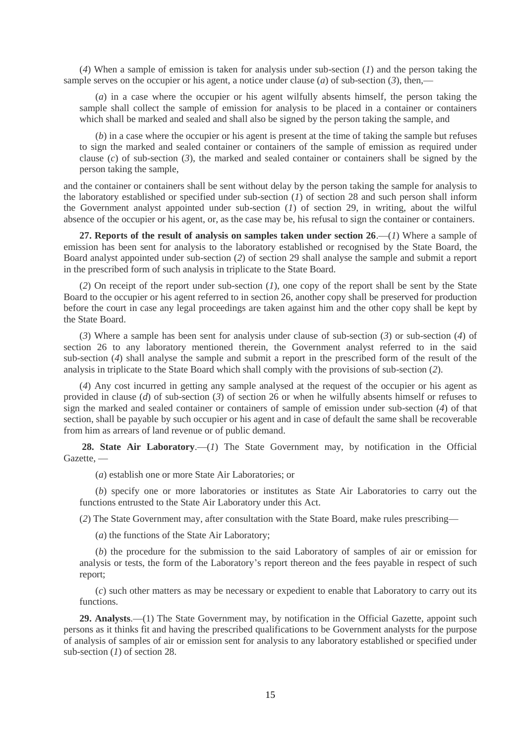(*4*) When a sample of emission is taken for analysis under sub-section (*1*) and the person taking the sample serves on the occupier or his agent, a notice under clause (*a*) of sub-section (*3*), then,—

(*a*) in a case where the occupier or his agent wilfully absents himself, the person taking the sample shall collect the sample of emission for analysis to be placed in a container or containers which shall be marked and sealed and shall also be signed by the person taking the sample, and

(*b*) in a case where the occupier or his agent is present at the time of taking the sample but refuses to sign the marked and sealed container or containers of the sample of emission as required under clause (*c*) of sub-section (*3*), the marked and sealed container or containers shall be signed by the person taking the sample,

and the container or containers shall be sent without delay by the person taking the sample for analysis to the laboratory established or specified under sub-section (*1*) of section 28 and such person shall inform the Government analyst appointed under sub-section (*1*) of section 29, in writing, about the wilful absence of the occupier or his agent, or, as the case may be, his refusal to sign the container or containers.

**27. Reports of the result of analysis on samples taken under section 26**.—(*1*) Where a sample of emission has been sent for analysis to the laboratory established or recognised by the State Board, the Board analyst appointed under sub-section (*2*) of section 29 shall analyse the sample and submit a report in the prescribed form of such analysis in triplicate to the State Board.

(*2*) On receipt of the report under sub-section (*1*), one copy of the report shall be sent by the State Board to the occupier or his agent referred to in section 26, another copy shall be preserved for production before the court in case any legal proceedings are taken against him and the other copy shall be kept by the State Board.

(*3*) Where a sample has been sent for analysis under clause of sub-section (*3*) or sub-section (*4*) of section 26 to any laboratory mentioned therein, the Government analyst referred to in the said sub-section (*4*) shall analyse the sample and submit a report in the prescribed form of the result of the analysis in triplicate to the State Board which shall comply with the provisions of sub-section (*2*).

(*4*) Any cost incurred in getting any sample analysed at the request of the occupier or his agent as provided in clause (*d*) of sub-section (*3*) of section 26 or when he wilfully absents himself or refuses to sign the marked and sealed container or containers of sample of emission under sub-section (*4*) of that section, shall be payable by such occupier or his agent and in case of default the same shall be recoverable from him as arrears of land revenue or of public demand.

**28. State Air Laboratory**.—(*1*) The State Government may, by notification in the Official Gazette, —

(*a*) establish one or more State Air Laboratories; or

(*b*) specify one or more laboratories or institutes as State Air Laboratories to carry out the functions entrusted to the State Air Laboratory under this Act.

(*2*) The State Government may, after consultation with the State Board, make rules prescribing—

(*a*) the functions of the State Air Laboratory;

(*b*) the procedure for the submission to the said Laboratory of samples of air or emission for analysis or tests, the form of the Laboratory's report thereon and the fees payable in respect of such report;

(*c*) such other matters as may be necessary or expedient to enable that Laboratory to carry out its functions.

**29. Analysts**.—(1) The State Government may, by notification in the Official Gazette, appoint such persons as it thinks fit and having the prescribed qualifications to be Government analysts for the purpose of analysis of samples of air or emission sent for analysis to any laboratory established or specified under sub-section (*1*) of section 28.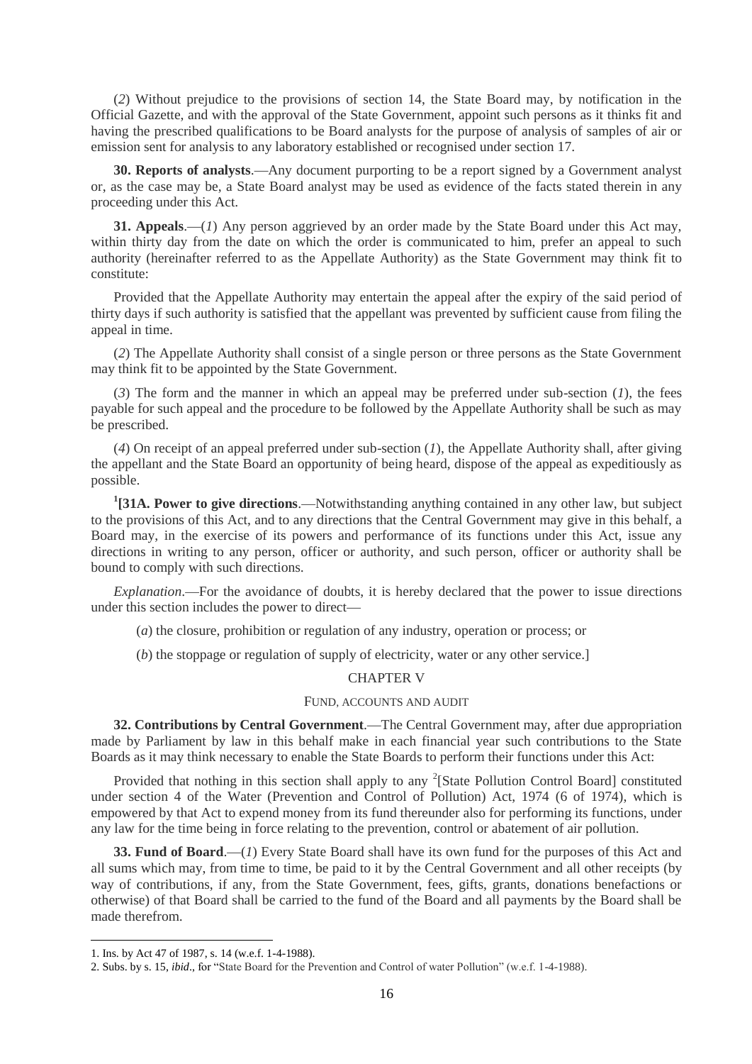(*2*) Without prejudice to the provisions of section 14, the State Board may, by notification in the Official Gazette, and with the approval of the State Government, appoint such persons as it thinks fit and having the prescribed qualifications to be Board analysts for the purpose of analysis of samples of air or emission sent for analysis to any laboratory established or recognised under section 17.

**30. Reports of analysts**.—Any document purporting to be a report signed by a Government analyst or, as the case may be, a State Board analyst may be used as evidence of the facts stated therein in any proceeding under this Act.

**31. Appeals**.—(*1*) Any person aggrieved by an order made by the State Board under this Act may, within thirty day from the date on which the order is communicated to him, prefer an appeal to such authority (hereinafter referred to as the Appellate Authority) as the State Government may think fit to constitute:

Provided that the Appellate Authority may entertain the appeal after the expiry of the said period of thirty days if such authority is satisfied that the appellant was prevented by sufficient cause from filing the appeal in time.

(*2*) The Appellate Authority shall consist of a single person or three persons as the State Government may think fit to be appointed by the State Government.

(*3*) The form and the manner in which an appeal may be preferred under sub-section (*1*), the fees payable for such appeal and the procedure to be followed by the Appellate Authority shall be such as may be prescribed.

(*4*) On receipt of an appeal preferred under sub-section (*1*), the Appellate Authority shall, after giving the appellant and the State Board an opportunity of being heard, dispose of the appeal as expeditiously as possible.

[1]**[31A. Power to give directions**.—Notwithstanding anything contained in any other law, but subject to the provisions of this Act, and to any directions that the Central Government may give in this behalf, a Board may, in the exercise of its powers and performance of its functions under this Act, issue any directions in writing to any person, officer or authority, and such person, officer or authority shall be bound to comply with such directions.

*Explanation*.—For the avoidance of doubts, it is hereby declared that the power to issue directions under this section includes the power to direct—

(*a*) the closure, prohibition or regulation of any industry, operation or process; or

(*b*) the stoppage or regulation of supply of electricity, water or any other service.]

## CHAPTER V

### FUND, ACCOUNTS AND AUDIT

**32. Contributions by Central Government**.—The Central Government may, after due appropriation made by Parliament by law in this behalf make in each financial year such contributions to the State Boards as it may think necessary to enable the State Boards to perform their functions under this Act:

Provided that nothing in this section shall apply to any [2][State Pollution Control Board] constituted under section 4 of the Water (Prevention and Control of Pollution) Act, 1974 (6 of 1974), which is empowered by that Act to expend money from its fund thereunder also for performing its functions, under any law for the time being in force relating to the prevention, control or abatement of air pollution.

**33. Fund of Board**.—(*1*) Every State Board shall have its own fund for the purposes of this Act and all sums which may, from time to time, be paid to it by the Central Government and all other receipts (by way of contributions, if any, from the State Government, fees, gifts, grants, donations benefactions or otherwise) of that Board shall be carried to the fund of the Board and all payments by the Board shall be made therefrom.

---

1. Ins. by Act 47 of 1987, s. 14 (w.e.f. 1-4-1988).
2. Subs. by s. 15, *ibid*., for "State Board for the Prevention and Control of water Pollution" (w.e.f. 1-4-1988).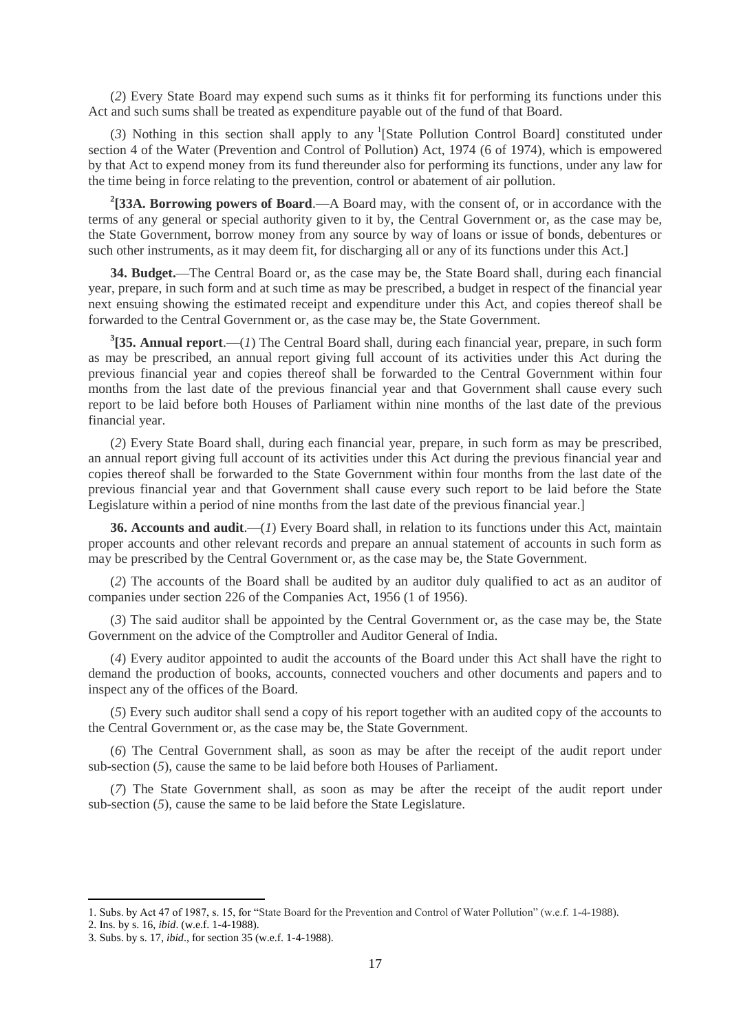(*2*) Every State Board may expend such sums as it thinks fit for performing its functions under this Act and such sums shall be treated as expenditure payable out of the fund of that Board.

(*3*) Nothing in this section shall apply to any [1][State Pollution Control Board] constituted under section 4 of the Water (Prevention and Control of Pollution) Act, 1974 (6 of 1974), which is empowered by that Act to expend money from its fund thereunder also for performing its functions, under any law for the time being in force relating to the prevention, control or abatement of air pollution.

[2]**[33A. Borrowing powers of Board**.—A Board may, with the consent of, or in accordance with the terms of any general or special authority given to it by, the Central Government or, as the case may be, the State Government, borrow money from any source by way of loans or issue of bonds, debentures or such other instruments, as it may deem fit, for discharging all or any of its functions under this Act.]

**34. Budget.**—The Central Board or, as the case may be, the State Board shall, during each financial year, prepare, in such form and at such time as may be prescribed, a budget in respect of the financial year next ensuing showing the estimated receipt and expenditure under this Act, and copies thereof shall be forwarded to the Central Government or, as the case may be, the State Government.

[3]**[35. Annual report**.—(*1*) The Central Board shall, during each financial year, prepare, in such form as may be prescribed, an annual report giving full account of its activities under this Act during the previous financial year and copies thereof shall be forwarded to the Central Government within four months from the last date of the previous financial year and that Government shall cause every such report to be laid before both Houses of Parliament within nine months of the last date of the previous financial year.

(*2*) Every State Board shall, during each financial year, prepare, in such form as may be prescribed, an annual report giving full account of its activities under this Act during the previous financial year and copies thereof shall be forwarded to the State Government within four months from the last date of the previous financial year and that Government shall cause every such report to be laid before the State Legislature within a period of nine months from the last date of the previous financial year.]

**36. Accounts and audit**.—(*1*) Every Board shall, in relation to its functions under this Act, maintain proper accounts and other relevant records and prepare an annual statement of accounts in such form as may be prescribed by the Central Government or, as the case may be, the State Government.

(*2*) The accounts of the Board shall be audited by an auditor duly qualified to act as an auditor of companies under section 226 of the Companies Act, 1956 (1 of 1956).

(*3*) The said auditor shall be appointed by the Central Government or, as the case may be, the State Government on the advice of the Comptroller and Auditor General of India.

(*4*) Every auditor appointed to audit the accounts of the Board under this Act shall have the right to demand the production of books, accounts, connected vouchers and other documents and papers and to inspect any of the offices of the Board.

(*5*) Every such auditor shall send a copy of his report together with an audited copy of the accounts to the Central Government or, as the case may be, the State Government.

(*6*) The Central Government shall, as soon as may be after the receipt of the audit report under sub-section (*5*), cause the same to be laid before both Houses of Parliament.

(*7*) The State Government shall, as soon as may be after the receipt of the audit report under sub-section (*5*), cause the same to be laid before the State Legislature.

---

1. Subs. by Act 47 of 1987, s. 15, for "State Board for the Prevention and Control of Water Pollution" (w.e.f. 1-4-1988).
2. Ins. by s. 16, *ibid*. (w.e.f. 1-4-1988).
3. Subs. by s. 17, *ibid*., for section 35 (w.e.f. 1-4-1988).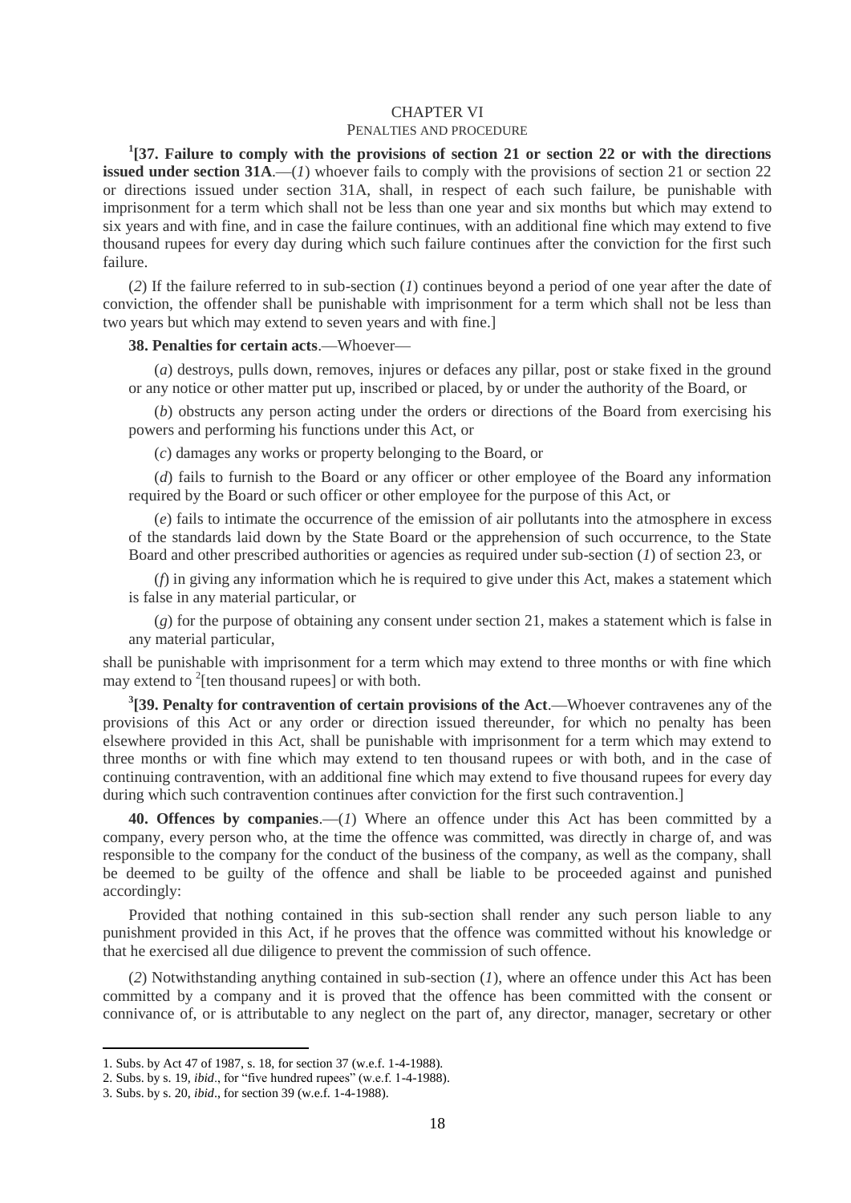## CHAPTER VI

### PENALTIES AND PROCEDURE

[1][**37. Failure to comply with the provisions of section 21 or section 22 or with the directions issued under section 31A**.—(*1*) whoever fails to comply with the provisions of section 21 or section 22 or directions issued under section 31A, shall, in respect of each such failure, be punishable with imprisonment for a term which shall not be less than one year and six months but which may extend to six years and with fine, and in case the failure continues, with an additional fine which may extend to five thousand rupees for every day during which such failure continues after the conviction for the first such failure.

(*2*) If the failure referred to in sub-section (*1*) continues beyond a period of one year after the date of conviction, the offender shall be punishable with imprisonment for a term which shall not be less than two years but which may extend to seven years and with fine.]

**38. Penalties for certain acts**.—Whoever—

(*a*) destroys, pulls down, removes, injures or defaces any pillar, post or stake fixed in the ground or any notice or other matter put up, inscribed or placed, by or under the authority of the Board, or

(*b*) obstructs any person acting under the orders or directions of the Board from exercising his powers and performing his functions under this Act, or

(*c*) damages any works or property belonging to the Board, or

(*d*) fails to furnish to the Board or any officer or other employee of the Board any information required by the Board or such officer or other employee for the purpose of this Act, or

(*e*) fails to intimate the occurrence of the emission of air pollutants into the atmosphere in excess of the standards laid down by the State Board or the apprehension of such occurrence, to the State Board and other prescribed authorities or agencies as required under sub-section (*1*) of section 23, or

(*f*) in giving any information which he is required to give under this Act, makes a statement which is false in any material particular, or

(*g*) for the purpose of obtaining any consent under section 21, makes a statement which is false in any material particular,

shall be punishable with imprisonment for a term which may extend to three months or with fine which may extend to [2][ten thousand rupees] or with both.

[3][**39. Penalty for contravention of certain provisions of the Act**.—Whoever contravenes any of the provisions of this Act or any order or direction issued thereunder, for which no penalty has been elsewhere provided in this Act, shall be punishable with imprisonment for a term which may extend to three months or with fine which may extend to ten thousand rupees or with both, and in the case of continuing contravention, with an additional fine which may extend to five thousand rupees for every day during which such contravention continues after conviction for the first such contravention.]

**40. Offences by companies**.—(*1*) Where an offence under this Act has been committed by a company, every person who, at the time the offence was committed, was directly in charge of, and was responsible to the company for the conduct of the business of the company, as well as the company, shall be deemed to be guilty of the offence and shall be liable to be proceeded against and punished accordingly:

Provided that nothing contained in this sub-section shall render any such person liable to any punishment provided in this Act, if he proves that the offence was committed without his knowledge or that he exercised all due diligence to prevent the commission of such offence.

(*2*) Notwithstanding anything contained in sub-section (*1*), where an offence under this Act has been committed by a company and it is proved that the offence has been committed with the consent or connivance of, or is attributable to any neglect on the part of, any director, manager, secretary or other

---

1. Subs. by Act 47 of 1987, s. 18, for section 37 (w.e.f. 1-4-1988).
2. Subs. by s. 19, *ibid*., for "five hundred rupees" (w.e.f. 1-4-1988).
3. Subs. by s. 20, *ibid*., for section 39 (w.e.f. 1-4-1988).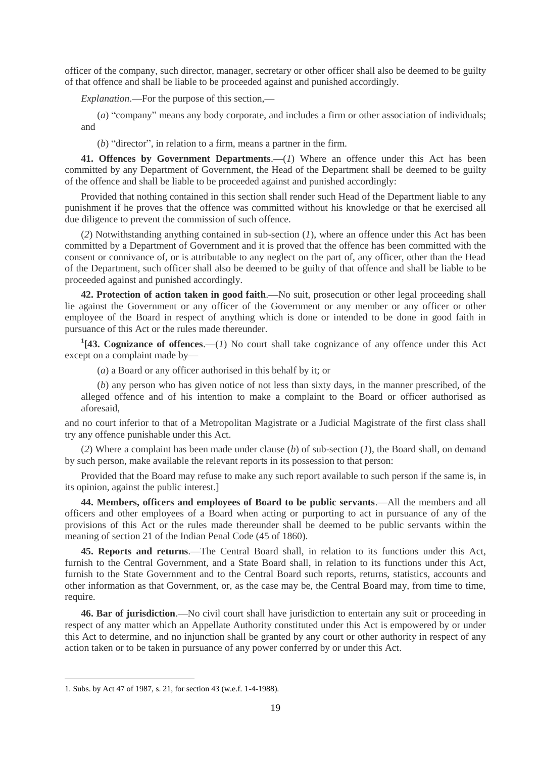officer of the company, such director, manager, secretary or other officer shall also be deemed to be guilty of that offence and shall be liable to be proceeded against and punished accordingly.

*Explanation*.—For the purpose of this section,—

(*a*) "company" means any body corporate, and includes a firm or other association of individuals; and

(*b*) "director", in relation to a firm, means a partner in the firm.

**41. Offences by Government Departments**.—(*1*) Where an offence under this Act has been committed by any Department of Government, the Head of the Department shall be deemed to be guilty of the offence and shall be liable to be proceeded against and punished accordingly:

Provided that nothing contained in this section shall render such Head of the Department liable to any punishment if he proves that the offence was committed without his knowledge or that he exercised all due diligence to prevent the commission of such offence.

(*2*) Notwithstanding anything contained in sub-section (*1*), where an offence under this Act has been committed by a Department of Government and it is proved that the offence has been committed with the consent or connivance of, or is attributable to any neglect on the part of, any officer, other than the Head of the Department, such officer shall also be deemed to be guilty of that offence and shall be liable to be proceeded against and punished accordingly.

**42. Protection of action taken in good faith**.—No suit, prosecution or other legal proceeding shall lie against the Government or any officer of the Government or any member or any officer or other employee of the Board in respect of anything which is done or intended to be done in good faith in pursuance of this Act or the rules made thereunder.

[1][**43. Cognizance of offences**.—(*1*) No court shall take cognizance of any offence under this Act except on a complaint made by—

(*a*) a Board or any officer authorised in this behalf by it; or

(*b*) any person who has given notice of not less than sixty days, in the manner prescribed, of the alleged offence and of his intention to make a complaint to the Board or officer authorised as aforesaid,

and no court inferior to that of a Metropolitan Magistrate or a Judicial Magistrate of the first class shall try any offence punishable under this Act.

(*2*) Where a complaint has been made under clause (*b*) of sub-section (*1*), the Board shall, on demand by such person, make available the relevant reports in its possession to that person:

Provided that the Board may refuse to make any such report available to such person if the same is, in its opinion, against the public interest.]

**44. Members, officers and employees of Board to be public servants**.—All the members and all officers and other employees of a Board when acting or purporting to act in pursuance of any of the provisions of this Act or the rules made thereunder shall be deemed to be public servants within the meaning of section 21 of the Indian Penal Code (45 of 1860).

**45. Reports and returns**.—The Central Board shall, in relation to its functions under this Act, furnish to the Central Government, and a State Board shall, in relation to its functions under this Act, furnish to the State Government and to the Central Board such reports, returns, statistics, accounts and other information as that Government, or, as the case may be, the Central Board may, from time to time, require.

**46. Bar of jurisdiction**.—No civil court shall have jurisdiction to entertain any suit or proceeding in respect of any matter which an Appellate Authority constituted under this Act is empowered by or under this Act to determine, and no injunction shall be granted by any court or other authority in respect of any action taken or to be taken in pursuance of any power conferred by or under this Act.

---

1. Subs. by Act 47 of 1987, s. 21, for section 43 (w.e.f. 1-4-1988).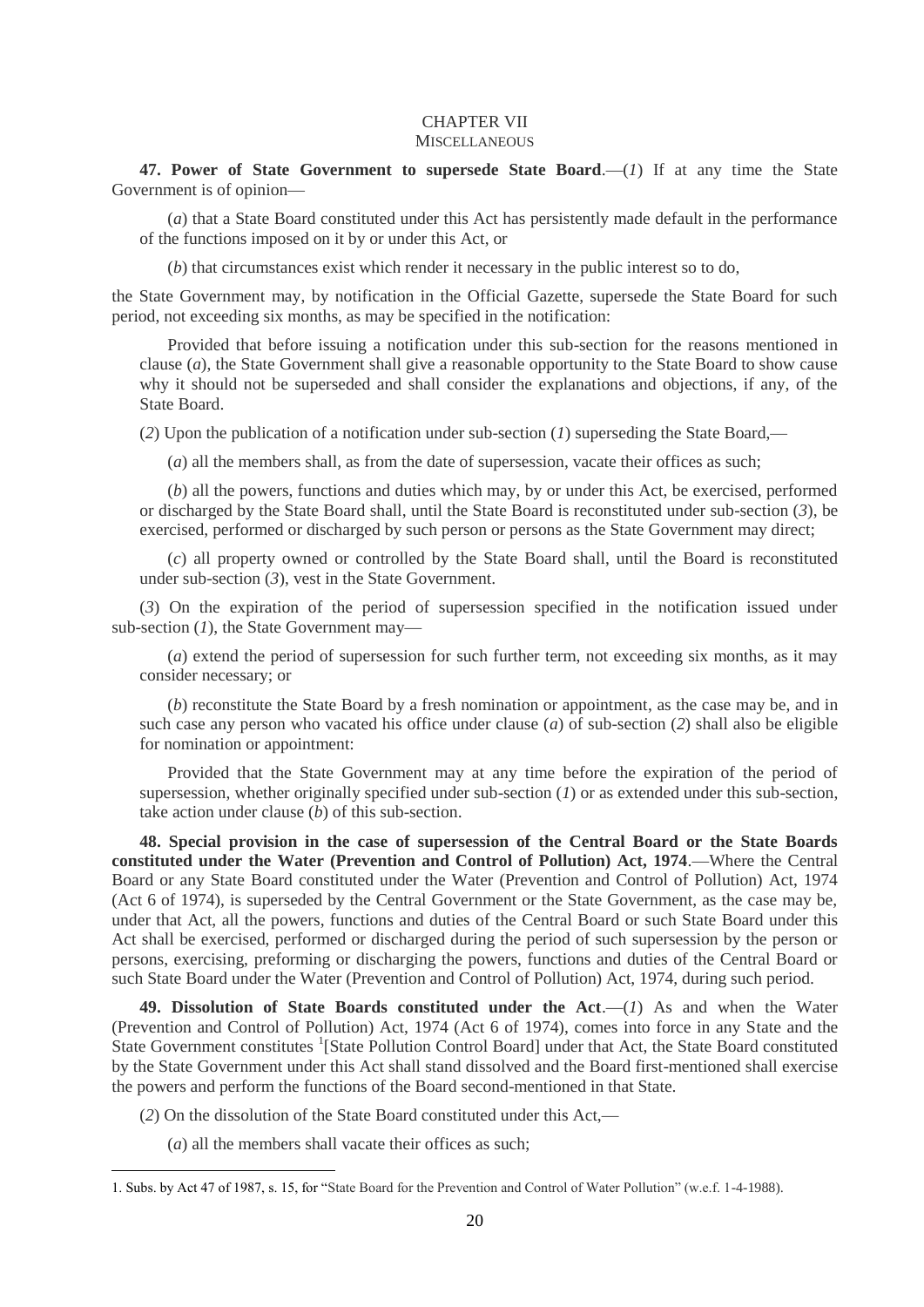## CHAPTER VII
### MISCELLANEOUS

**47. Power of State Government to supersede State Board**.—(*1*) If at any time the State Government is of opinion—

(*a*) that a State Board constituted under this Act has persistently made default in the performance of the functions imposed on it by or under this Act, or

(*b*) that circumstances exist which render it necessary in the public interest so to do,

the State Government may, by notification in the Official Gazette, supersede the State Board for such period, not exceeding six months, as may be specified in the notification:

Provided that before issuing a notification under this sub-section for the reasons mentioned in clause (*a*), the State Government shall give a reasonable opportunity to the State Board to show cause why it should not be superseded and shall consider the explanations and objections, if any, of the State Board.

(*2*) Upon the publication of a notification under sub-section (*1*) superseding the State Board,—

(*a*) all the members shall, as from the date of supersession, vacate their offices as such;

(*b*) all the powers, functions and duties which may, by or under this Act, be exercised, performed or discharged by the State Board shall, until the State Board is reconstituted under sub-section (*3*), be exercised, performed or discharged by such person or persons as the State Government may direct;

(*c*) all property owned or controlled by the State Board shall, until the Board is reconstituted under sub-section (*3*), vest in the State Government.

(*3*) On the expiration of the period of supersession specified in the notification issued under sub-section (*1*), the State Government may—

(*a*) extend the period of supersession for such further term, not exceeding six months, as it may consider necessary; or

(*b*) reconstitute the State Board by a fresh nomination or appointment, as the case may be, and in such case any person who vacated his office under clause (*a*) of sub-section (*2*) shall also be eligible for nomination or appointment:

Provided that the State Government may at any time before the expiration of the period of supersession, whether originally specified under sub-section (*1*) or as extended under this sub-section, take action under clause (*b*) of this sub-section.

**48. Special provision in the case of supersession of the Central Board or the State Boards constituted under the Water (Prevention and Control of Pollution) Act, 1974**.—Where the Central Board or any State Board constituted under the Water (Prevention and Control of Pollution) Act, 1974 (Act 6 of 1974), is superseded by the Central Government or the State Government, as the case may be, under that Act, all the powers, functions and duties of the Central Board or such State Board under this Act shall be exercised, performed or discharged during the period of such supersession by the person or persons, exercising, preforming or discharging the powers, functions and duties of the Central Board or such State Board under the Water (Prevention and Control of Pollution) Act, 1974, during such period.

**49. Dissolution of State Boards constituted under the Act**.—(*1*) As and when the Water (Prevention and Control of Pollution) Act, 1974 (Act 6 of 1974), comes into force in any State and the State Government constitutes [1][State Pollution Control Board] under that Act, the State Board constituted by the State Government under this Act shall stand dissolved and the Board first-mentioned shall exercise the powers and perform the functions of the Board second-mentioned in that State.

(*2*) On the dissolution of the State Board constituted under this Act,—

(*a*) all the members shall vacate their offices as such;

---

1. Subs. by Act 47 of 1987, s. 15, for "State Board for the Prevention and Control of Water Pollution" (w.e.f. 1-4-1988).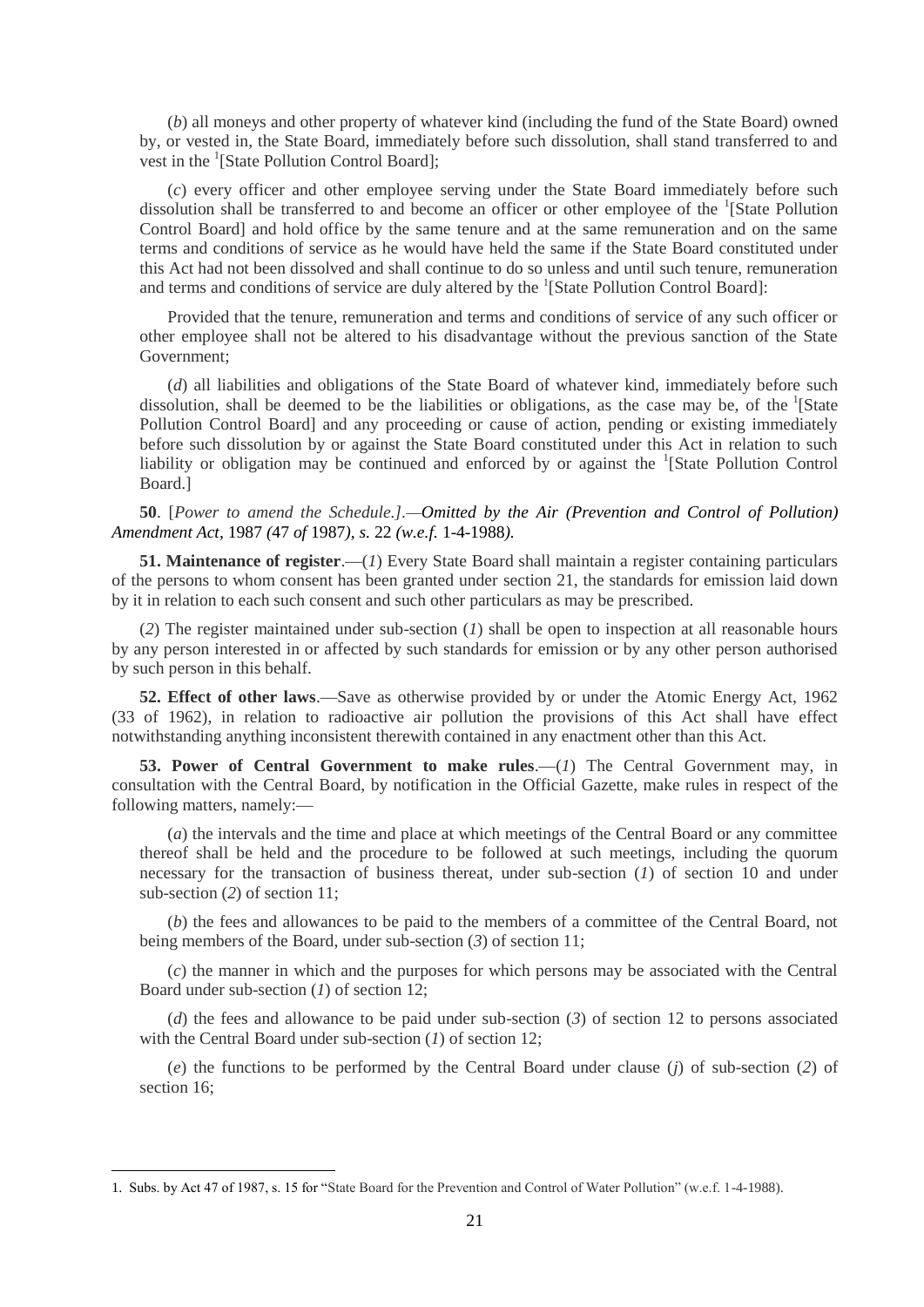(*b*) all moneys and other property of whatever kind (including the fund of the State Board) owned by, or vested in, the State Board, immediately before such dissolution, shall stand transferred to and vest in the [1][State Pollution Control Board];

(*c*) every officer and other employee serving under the State Board immediately before such dissolution shall be transferred to and become an officer or other employee of the [1][State Pollution Control Board] and hold office by the same tenure and at the same remuneration and on the same terms and conditions of service as he would have held the same if the State Board constituted under this Act had not been dissolved and shall continue to do so unless and until such tenure, remuneration and terms and conditions of service are duly altered by the [1][State Pollution Control Board]:

Provided that the tenure, remuneration and terms and conditions of service of any such officer or other employee shall not be altered to his disadvantage without the previous sanction of the State Government;

(*d*) all liabilities and obligations of the State Board of whatever kind, immediately before such dissolution, shall be deemed to be the liabilities or obligations, as the case may be, of the [1][State Pollution Control Board] and any proceeding or cause of action, pending or existing immediately before such dissolution by or against the State Board constituted under this Act in relation to such liability or obligation may be continued and enforced by or against the [1][State Pollution Control Board.]

**50**. [*Power to amend the Schedule.*].—*Omitted by the Air (Prevention and Control of Pollution) Amendment Act,* 1987 *(*47 *of* 1987*), s.* 22 *(w.e.f.* 1-4-1988*).*

**51. Maintenance of register**.—(*1*) Every State Board shall maintain a register containing particulars of the persons to whom consent has been granted under section 21, the standards for emission laid down by it in relation to each such consent and such other particulars as may be prescribed.

(*2*) The register maintained under sub-section (*1*) shall be open to inspection at all reasonable hours by any person interested in or affected by such standards for emission or by any other person authorised by such person in this behalf.

**52. Effect of other laws**.—Save as otherwise provided by or under the Atomic Energy Act, 1962 (33 of 1962), in relation to radioactive air pollution the provisions of this Act shall have effect notwithstanding anything inconsistent therewith contained in any enactment other than this Act.

**53. Power of Central Government to make rules**.—(*1*) The Central Government may, in consultation with the Central Board, by notification in the Official Gazette, make rules in respect of the following matters, namely:—

(*a*) the intervals and the time and place at which meetings of the Central Board or any committee thereof shall be held and the procedure to be followed at such meetings, including the quorum necessary for the transaction of business thereat, under sub-section (*1*) of section 10 and under sub-section (*2*) of section 11;

(*b*) the fees and allowances to be paid to the members of a committee of the Central Board, not being members of the Board, under sub-section (*3*) of section 11;

(*c*) the manner in which and the purposes for which persons may be associated with the Central Board under sub-section (*1*) of section 12;

(*d*) the fees and allowance to be paid under sub-section (*3*) of section 12 to persons associated with the Central Board under sub-section (*1*) of section 12;

(*e*) the functions to be performed by the Central Board under clause (*j*) of sub-section (*2*) of section 16;

---

1. Subs. by Act 47 of 1987, s. 15 for "State Board for the Prevention and Control of Water Pollution" (w.e.f. 1-4-1988).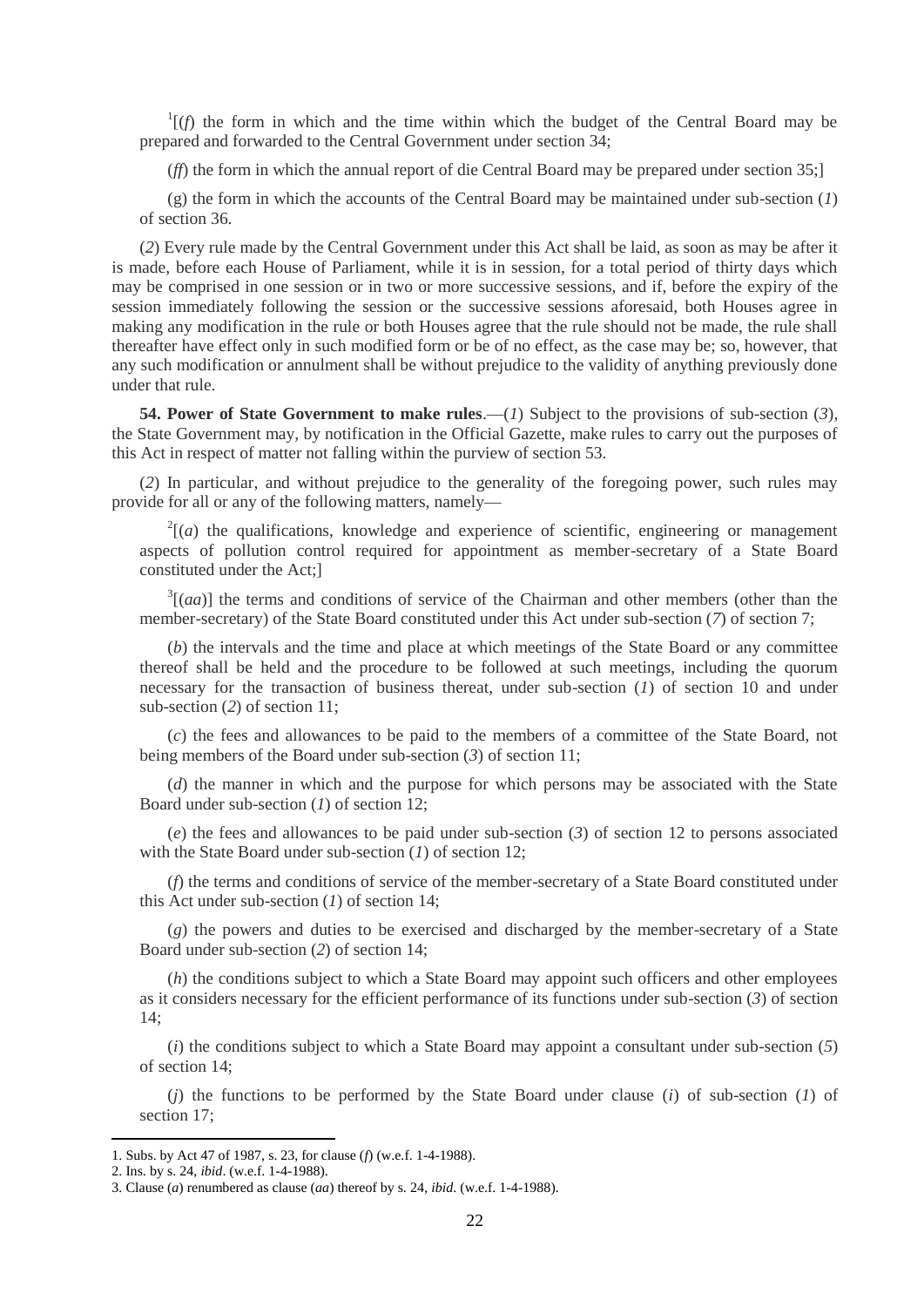[1][(*f*) the form in which and the time within which the budget of the Central Board may be prepared and forwarded to the Central Government under section 34;

(*ff*) the form in which the annual report of die Central Board may be prepared under section 35;]

(g) the form in which the accounts of the Central Board may be maintained under sub-section (*1*) of section 36.

(*2*) Every rule made by the Central Government under this Act shall be laid, as soon as may be after it is made, before each House of Parliament, while it is in session, for a total period of thirty days which may be comprised in one session or in two or more successive sessions, and if, before the expiry of the session immediately following the session or the successive sessions aforesaid, both Houses agree in making any modification in the rule or both Houses agree that the rule should not be made, the rule shall thereafter have effect only in such modified form or be of no effect, as the case may be; so, however, that any such modification or annulment shall be without prejudice to the validity of anything previously done under that rule.

**54. Power of State Government to make rules**.—(*1*) Subject to the provisions of sub-section (*3*), the State Government may, by notification in the Official Gazette, make rules to carry out the purposes of this Act in respect of matter not falling within the purview of section 53.

(*2*) In particular, and without prejudice to the generality of the foregoing power, such rules may provide for all or any of the following matters, namely—

[2][(*a*) the qualifications, knowledge and experience of scientific, engineering or management aspects of pollution control required for appointment as member-secretary of a State Board constituted under the Act;]

[3][(*aa*)] the terms and conditions of service of the Chairman and other members (other than the member-secretary) of the State Board constituted under this Act under sub-section (*7*) of section 7;

(*b*) the intervals and the time and place at which meetings of the State Board or any committee thereof shall be held and the procedure to be followed at such meetings, including the quorum necessary for the transaction of business thereat, under sub-section (*1*) of section 10 and under sub-section (*2*) of section 11;

(*c*) the fees and allowances to be paid to the members of a committee of the State Board, not being members of the Board under sub-section (*3*) of section 11;

(*d*) the manner in which and the purpose for which persons may be associated with the State Board under sub-section (*1*) of section 12;

(*e*) the fees and allowances to be paid under sub-section (*3*) of section 12 to persons associated with the State Board under sub-section (*1*) of section 12;

(*f*) the terms and conditions of service of the member-secretary of a State Board constituted under this Act under sub-section (*1*) of section 14;

(*g*) the powers and duties to be exercised and discharged by the member-secretary of a State Board under sub-section (*2*) of section 14;

(*h*) the conditions subject to which a State Board may appoint such officers and other employees as it considers necessary for the efficient performance of its functions under sub-section (*3*) of section 14;

(*i*) the conditions subject to which a State Board may appoint a consultant under sub-section (*5*) of section 14;

(*j*) the functions to be performed by the State Board under clause (*i*) of sub-section (*1*) of section 17;

---

1. Subs. by Act 47 of 1987, s. 23, for clause (*f*) (w.e.f. 1-4-1988).
2. Ins. by s. 24, *ibid*. (w.e.f. 1-4-1988).
3. Clause (*a*) renumbered as clause (*aa*) thereof by s. 24, *ibid*. (w.e.f. 1-4-1988).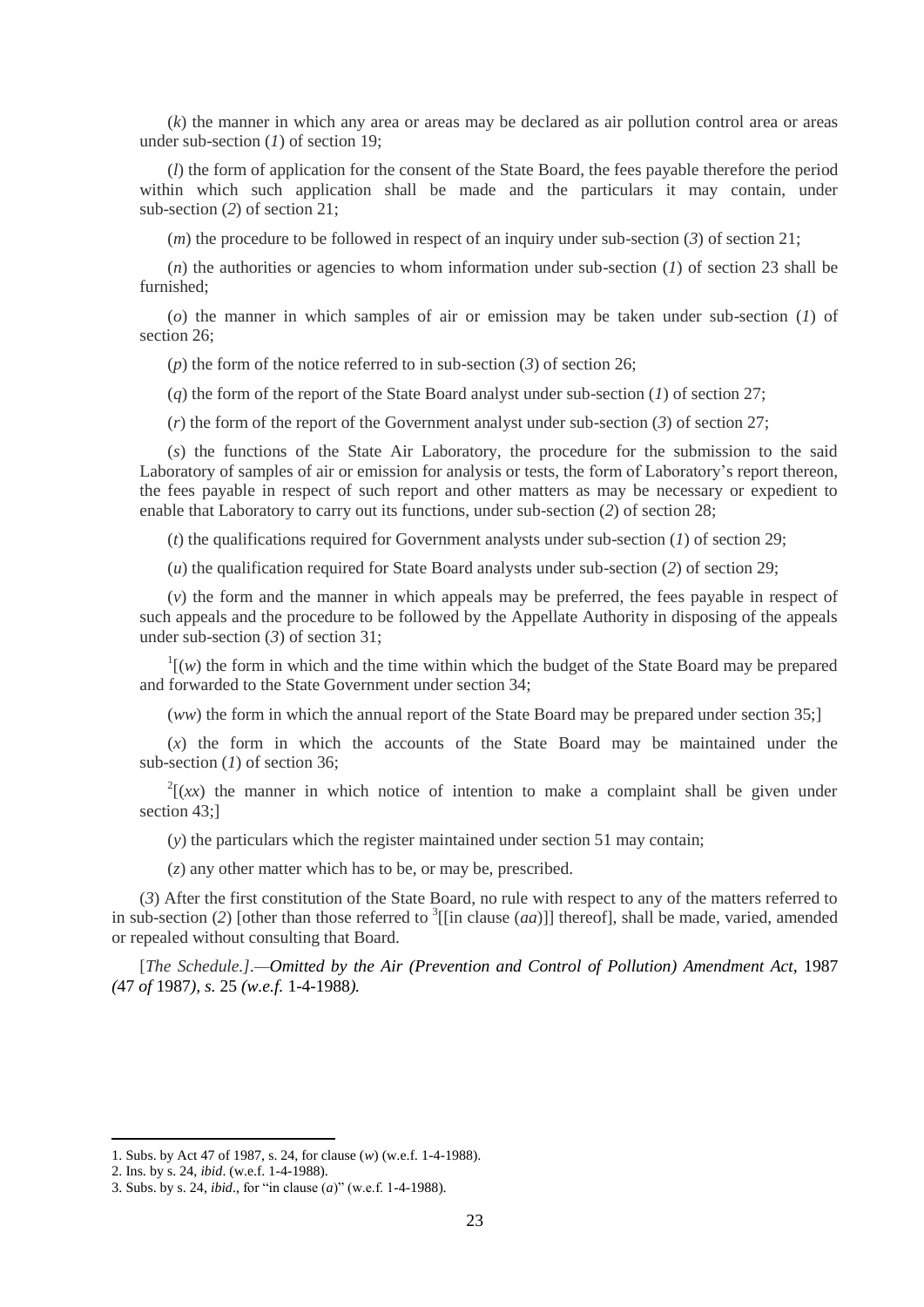(*k*) the manner in which any area or areas may be declared as air pollution control area or areas under sub-section (*1*) of section 19;

(*l*) the form of application for the consent of the State Board, the fees payable therefore the period within which such application shall be made and the particulars it may contain, under sub-section (*2*) of section 21;

(*m*) the procedure to be followed in respect of an inquiry under sub-section (*3*) of section 21;

(*n*) the authorities or agencies to whom information under sub-section (*1*) of section 23 shall be furnished;

(*o*) the manner in which samples of air or emission may be taken under sub-section (*1*) of section 26;

(*p*) the form of the notice referred to in sub-section (*3*) of section 26;

(*q*) the form of the report of the State Board analyst under sub-section (*1*) of section 27;

(*r*) the form of the report of the Government analyst under sub-section (*3*) of section 27;

(*s*) the functions of the State Air Laboratory, the procedure for the submission to the said Laboratory of samples of air or emission for analysis or tests, the form of Laboratory's report thereon, the fees payable in respect of such report and other matters as may be necessary or expedient to enable that Laboratory to carry out its functions, under sub-section (*2*) of section 28;

(*t*) the qualifications required for Government analysts under sub-section (*1*) of section 29;

(*u*) the qualification required for State Board analysts under sub-section (*2*) of section 29;

(*v*) the form and the manner in which appeals may be preferred, the fees payable in respect of such appeals and the procedure to be followed by the Appellate Authority in disposing of the appeals under sub-section (*3*) of section 31;

[1][(*w*) the form in which and the time within which the budget of the State Board may be prepared and forwarded to the State Government under section 34;

(*ww*) the form in which the annual report of the State Board may be prepared under section 35;]

(*x*) the form in which the accounts of the State Board may be maintained under the sub-section (*1*) of section 36;

[2][(*xx*) the manner in which notice of intention to make a complaint shall be given under section 43;]

(*y*) the particulars which the register maintained under section 51 may contain;

(*z*) any other matter which has to be, or may be, prescribed.

(*3*) After the first constitution of the State Board, no rule with respect to any of the matters referred to in sub-section (*2*) [other than those referred to [3][[in clause (*aa*)]] thereof], shall be made, varied, amended or repealed without consulting that Board.

[*The Schedule.]*.—*Omitted by the Air (Prevention and Control of Pollution) Amendment Act,* 1987 *(*47 *of* 1987*), s.* 25 *(w.e.f.* 1-4-1988*).*

---

1. Subs. by Act 47 of 1987, s. 24, for clause (*w*) (w.e.f. 1-4-1988).
2. Ins. by s. 24, *ibid*. (w.e.f. 1-4-1988).
3. Subs. by s. 24, *ibid*., for "in clause (*a*)" (w.e.f. 1-4-1988).